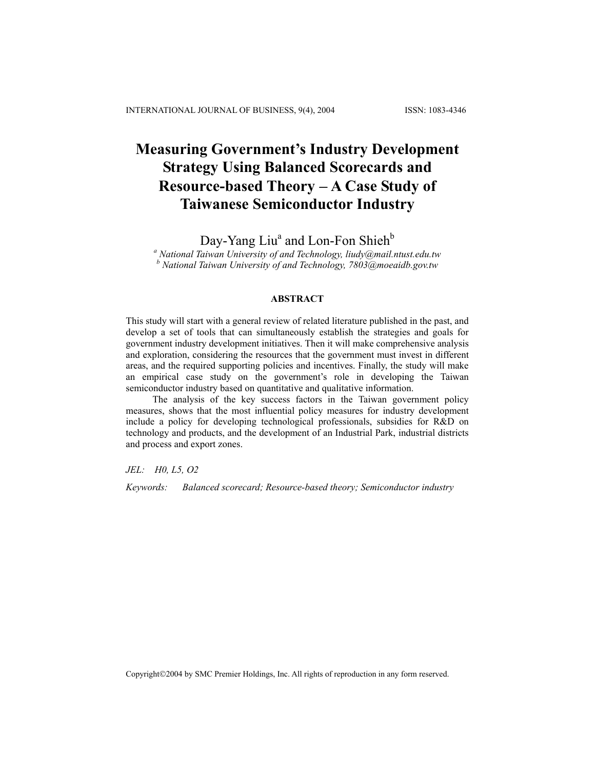# Measuring Government's Industry Development Strategy Using Balanced Scorecards and Resource-based Theory – A Case Study of Taiwanese Semiconductor Industry

Day-Yang Liu[a] and Lon-Fon Shieh[b]

*[a] National Taiwan University of and Technology, liudy@mail.ntust.edu.tw*
*[b] National Taiwan University of and Technology, 7803@moeaidb.gov.tw*

## ABSTRACT

This study will start with a general review of related literature published in the past, and develop a set of tools that can simultaneously establish the strategies and goals for government industry development initiatives. Then it will make comprehensive analysis and exploration, considering the resources that the government must invest in different areas, and the required supporting policies and incentives. Finally, the study will make an empirical case study on the government's role in developing the Taiwan semiconductor industry based on quantitative and qualitative information.

The analysis of the key success factors in the Taiwan government policy measures, shows that the most influential policy measures for industry development include a policy for developing technological professionals, subsidies for R&D on technology and products, and the development of an Industrial Park, industrial districts and process and export zones.

*JEL: H0, L5, O2*

*Keywords: Balanced scorecard; Resource-based theory; Semiconductor industry*

Copyright©2004 by SMC Premier Holdings, Inc. All rights of reproduction in any form reserved.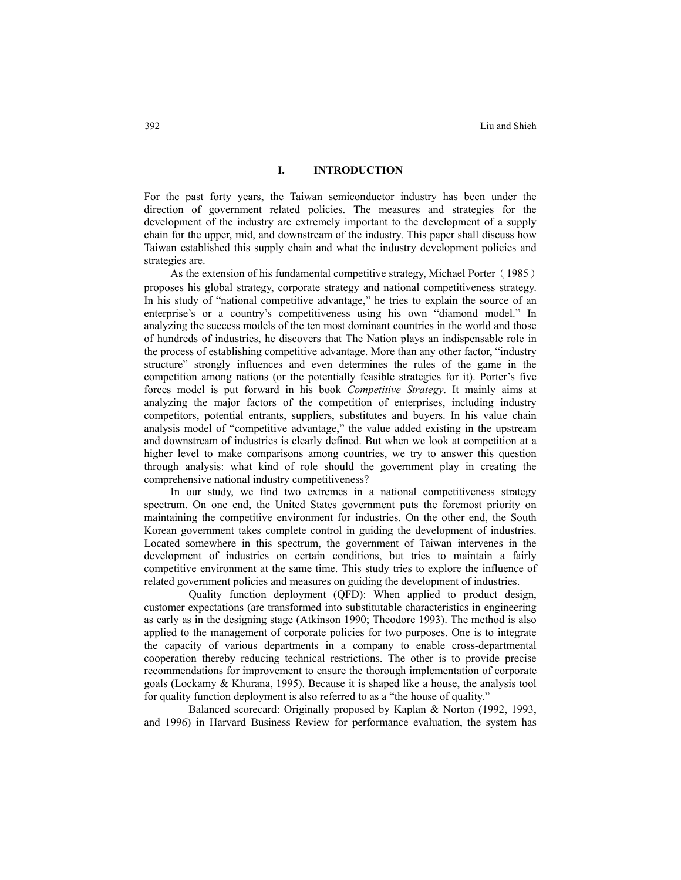## I. INTRODUCTION

For the past forty years, the Taiwan semiconductor industry has been under the direction of government related policies. The measures and strategies for the development of the industry are extremely important to the development of a supply chain for the upper, mid, and downstream of the industry. This paper shall discuss how Taiwan established this supply chain and what the industry development policies and strategies are.

As the extension of his fundamental competitive strategy, Michael Porter（1985）proposes his global strategy, corporate strategy and national competitiveness strategy. In his study of "national competitive advantage," he tries to explain the source of an enterprise's or a country's competitiveness using his own "diamond model." In analyzing the success models of the ten most dominant countries in the world and those of hundreds of industries, he discovers that The Nation plays an indispensable role in the process of establishing competitive advantage. More than any other factor, "industry structure" strongly influences and even determines the rules of the game in the competition among nations (or the potentially feasible strategies for it). Porter's five forces model is put forward in his book *Competitive Strategy*. It mainly aims at analyzing the major factors of the competition of enterprises, including industry competitors, potential entrants, suppliers, substitutes and buyers. In his value chain analysis model of "competitive advantage," the value added existing in the upstream and downstream of industries is clearly defined. But when we look at competition at a higher level to make comparisons among countries, we try to answer this question through analysis: what kind of role should the government play in creating the comprehensive national industry competitiveness?

In our study, we find two extremes in a national competitiveness strategy spectrum. On one end, the United States government puts the foremost priority on maintaining the competitive environment for industries. On the other end, the South Korean government takes complete control in guiding the development of industries. Located somewhere in this spectrum, the government of Taiwan intervenes in the development of industries on certain conditions, but tries to maintain a fairly competitive environment at the same time. This study tries to explore the influence of related government policies and measures on guiding the development of industries.

Quality function deployment (QFD): When applied to product design, customer expectations (are transformed into substitutable characteristics in engineering as early as in the designing stage (Atkinson 1990; Theodore 1993). The method is also applied to the management of corporate policies for two purposes. One is to integrate the capacity of various departments in a company to enable cross-departmental cooperation thereby reducing technical restrictions. The other is to provide precise recommendations for improvement to ensure the thorough implementation of corporate goals (Lockamy & Khurana, 1995). Because it is shaped like a house, the analysis tool for quality function deployment is also referred to as a "the house of quality."

Balanced scorecard: Originally proposed by Kaplan & Norton (1992, 1993, and 1996) in Harvard Business Review for performance evaluation, the system has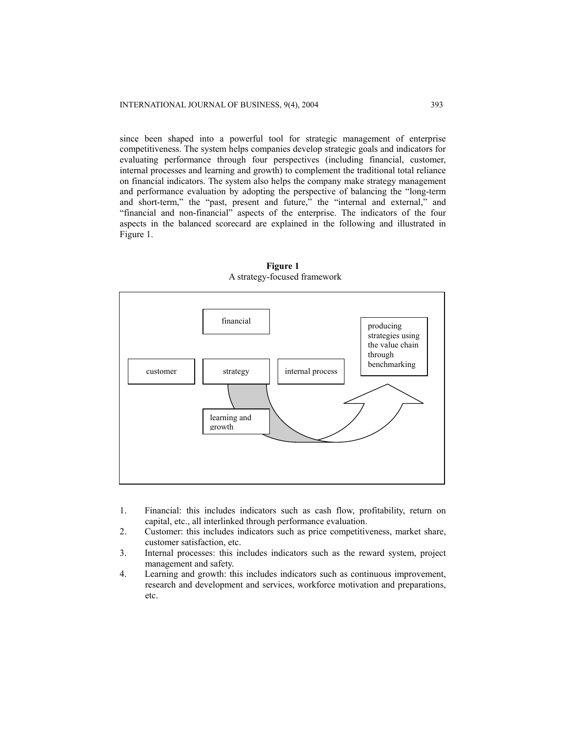since been shaped into a powerful tool for strategic management of enterprise competitiveness. The system helps companies develop strategic goals and indicators for evaluating performance through four perspectives (including financial, customer, internal processes and learning and growth) to complement the traditional total reliance on financial indicators. The system also helps the company make strategy management and performance evaluation by adopting the perspective of balancing the "long-term and short-term," the "past, present and future," the "internal and external," and "financial and non-financial" aspects of the enterprise. The indicators of the four aspects in the balanced scorecard are explained in the following and illustrated in Figure 1.

**Figure 1**
A strategy-focused framework

financial

customer

strategy

internal process

learning and growth

producing strategies using the value chain through benchmarking

1. Financial: this includes indicators such as cash flow, profitability, return on capital, etc., all interlinked through performance evaluation.
2. Customer: this includes indicators such as price competitiveness, market share, customer satisfaction, etc.
3. Internal processes: this includes indicators such as the reward system, project management and safety.
4. Learning and growth: this includes indicators such as continuous improvement, research and development and services, workforce motivation and preparations, etc.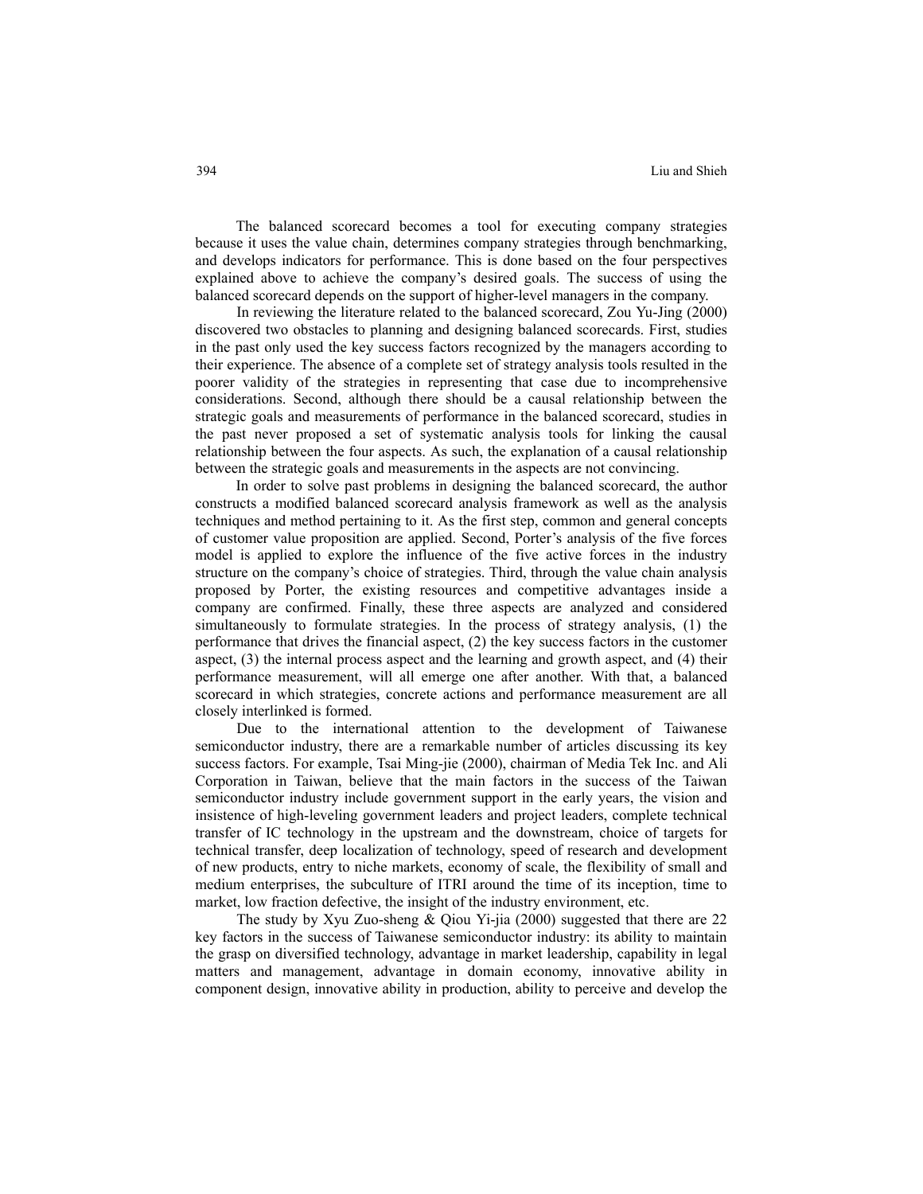The balanced scorecard becomes a tool for executing company strategies because it uses the value chain, determines company strategies through benchmarking, and develops indicators for performance. This is done based on the four perspectives explained above to achieve the company's desired goals. The success of using the balanced scorecard depends on the support of higher-level managers in the company.

In reviewing the literature related to the balanced scorecard, Zou Yu-Jing (2000) discovered two obstacles to planning and designing balanced scorecards. First, studies in the past only used the key success factors recognized by the managers according to their experience. The absence of a complete set of strategy analysis tools resulted in the poorer validity of the strategies in representing that case due to incomprehensive considerations. Second, although there should be a causal relationship between the strategic goals and measurements of performance in the balanced scorecard, studies in the past never proposed a set of systematic analysis tools for linking the causal relationship between the four aspects. As such, the explanation of a causal relationship between the strategic goals and measurements in the aspects are not convincing.

In order to solve past problems in designing the balanced scorecard, the author constructs a modified balanced scorecard analysis framework as well as the analysis techniques and method pertaining to it. As the first step, common and general concepts of customer value proposition are applied. Second, Porter's analysis of the five forces model is applied to explore the influence of the five active forces in the industry structure on the company's choice of strategies. Third, through the value chain analysis proposed by Porter, the existing resources and competitive advantages inside a company are confirmed. Finally, these three aspects are analyzed and considered simultaneously to formulate strategies. In the process of strategy analysis, (1) the performance that drives the financial aspect, (2) the key success factors in the customer aspect, (3) the internal process aspect and the learning and growth aspect, and (4) their performance measurement, will all emerge one after another. With that, a balanced scorecard in which strategies, concrete actions and performance measurement are all closely interlinked is formed.

Due to the international attention to the development of Taiwanese semiconductor industry, there are a remarkable number of articles discussing its key success factors. For example, Tsai Ming-jie (2000), chairman of Media Tek Inc. and Ali Corporation in Taiwan, believe that the main factors in the success of the Taiwan semiconductor industry include government support in the early years, the vision and insistence of high-leveling government leaders and project leaders, complete technical transfer of IC technology in the upstream and the downstream, choice of targets for technical transfer, deep localization of technology, speed of research and development of new products, entry to niche markets, economy of scale, the flexibility of small and medium enterprises, the subculture of ITRI around the time of its inception, time to market, low fraction defective, the insight of the industry environment, etc.

The study by Xyu Zuo-sheng & Qiou Yi-jia (2000) suggested that there are 22 key factors in the success of Taiwanese semiconductor industry: its ability to maintain the grasp on diversified technology, advantage in market leadership, capability in legal matters and management, advantage in domain economy, innovative ability in component design, innovative ability in production, ability to perceive and develop the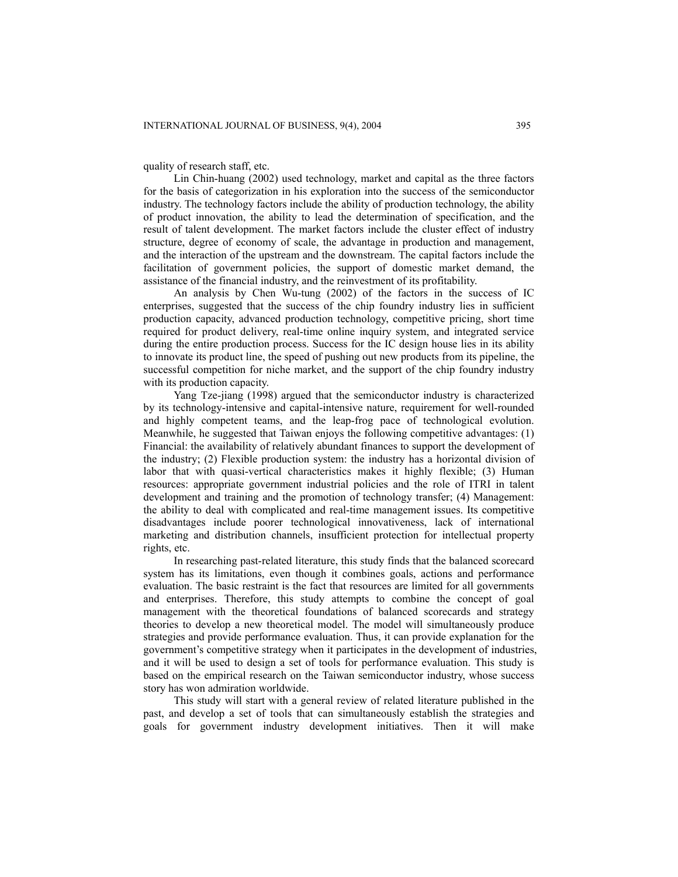quality of research staff, etc.

Lin Chin-huang (2002) used technology, market and capital as the three factors for the basis of categorization in his exploration into the success of the semiconductor industry. The technology factors include the ability of production technology, the ability of product innovation, the ability to lead the determination of specification, and the result of talent development. The market factors include the cluster effect of industry structure, degree of economy of scale, the advantage in production and management, and the interaction of the upstream and the downstream. The capital factors include the facilitation of government policies, the support of domestic market demand, the assistance of the financial industry, and the reinvestment of its profitability.

An analysis by Chen Wu-tung (2002) of the factors in the success of IC enterprises, suggested that the success of the chip foundry industry lies in sufficient production capacity, advanced production technology, competitive pricing, short time required for product delivery, real-time online inquiry system, and integrated service during the entire production process. Success for the IC design house lies in its ability to innovate its product line, the speed of pushing out new products from its pipeline, the successful competition for niche market, and the support of the chip foundry industry with its production capacity.

Yang Tze-jiang (1998) argued that the semiconductor industry is characterized by its technology-intensive and capital-intensive nature, requirement for well-rounded and highly competent teams, and the leap-frog pace of technological evolution. Meanwhile, he suggested that Taiwan enjoys the following competitive advantages: (1) Financial: the availability of relatively abundant finances to support the development of the industry; (2) Flexible production system: the industry has a horizontal division of labor that with quasi-vertical characteristics makes it highly flexible; (3) Human resources: appropriate government industrial policies and the role of ITRI in talent development and training and the promotion of technology transfer; (4) Management: the ability to deal with complicated and real-time management issues. Its competitive disadvantages include poorer technological innovativeness, lack of international marketing and distribution channels, insufficient protection for intellectual property rights, etc.

In researching past-related literature, this study finds that the balanced scorecard system has its limitations, even though it combines goals, actions and performance evaluation. The basic restraint is the fact that resources are limited for all governments and enterprises. Therefore, this study attempts to combine the concept of goal management with the theoretical foundations of balanced scorecards and strategy theories to develop a new theoretical model. The model will simultaneously produce strategies and provide performance evaluation. Thus, it can provide explanation for the government's competitive strategy when it participates in the development of industries, and it will be used to design a set of tools for performance evaluation. This study is based on the empirical research on the Taiwan semiconductor industry, whose success story has won admiration worldwide.

This study will start with a general review of related literature published in the past, and develop a set of tools that can simultaneously establish the strategies and goals for government industry development initiatives. Then it will make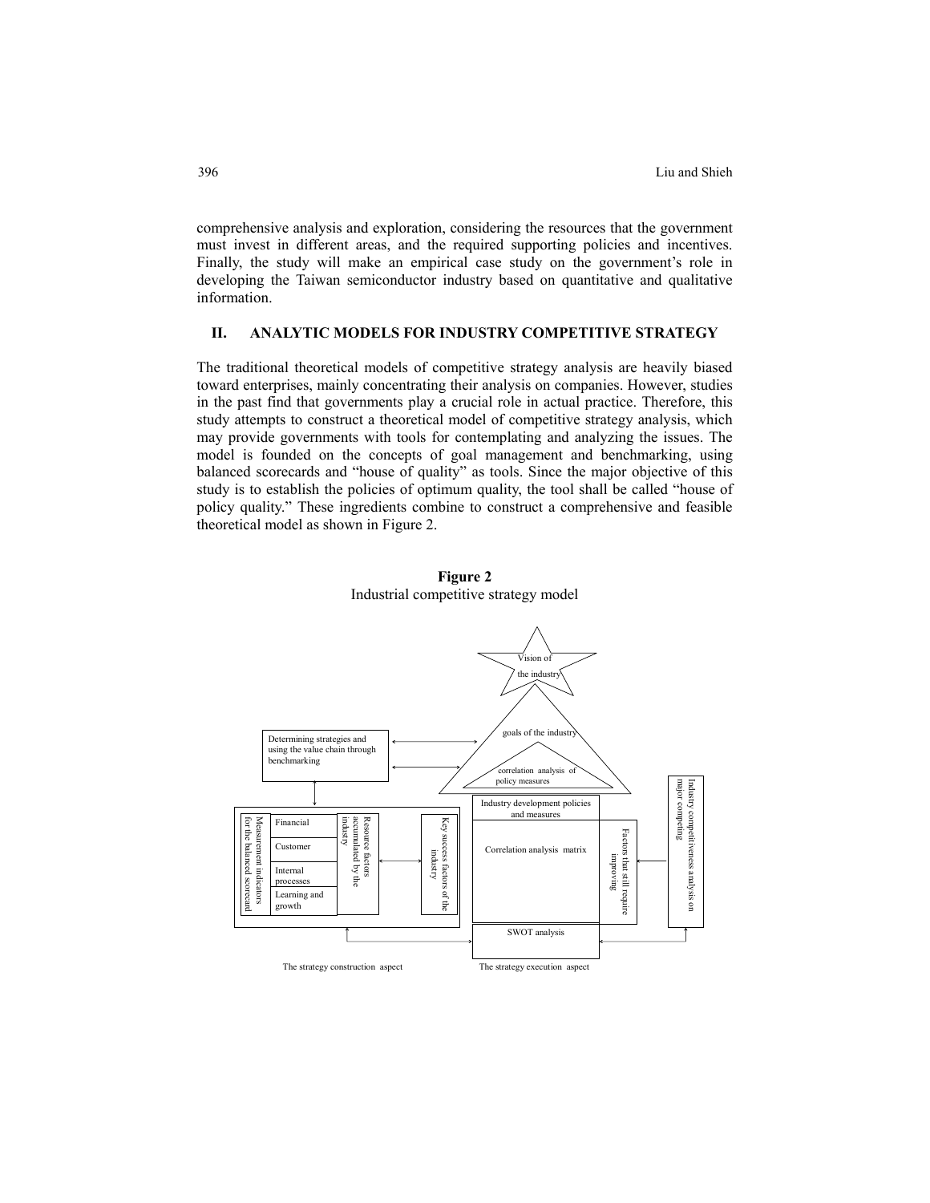comprehensive analysis and exploration, considering the resources that the government must invest in different areas, and the required supporting policies and incentives. Finally, the study will make an empirical case study on the government's role in developing the Taiwan semiconductor industry based on quantitative and qualitative information.

## II. ANALYTIC MODELS FOR INDUSTRY COMPETITIVE STRATEGY

The traditional theoretical models of competitive strategy analysis are heavily biased toward enterprises, mainly concentrating their analysis on companies. However, studies in the past find that governments play a crucial role in actual practice. Therefore, this study attempts to construct a theoretical model of competitive strategy analysis, which may provide governments with tools for contemplating and analyzing the issues. The model is founded on the concepts of goal management and benchmarking, using balanced scorecards and "house of quality" as tools. Since the major objective of this study is to establish the policies of optimum quality, the tool shall be called "house of policy quality." These ingredients combine to construct a comprehensive and feasible theoretical model as shown in Figure 2.

**Figure 2**
Industrial competitive strategy model

Vision of the industry

goals of the industry

correlation analysis of policy measures

Determining strategies and using the value chain through benchmarking

Measurement indicators for the balanced scorecard

Financial

Customer

Internal processes

Learning and growth

Resource factors accumulated by the industry

Key success factors of the industry

Industry development policies and measures

Correlation analysis matrix

Factors that still require improving

Industry competitiveness analysis on major competing

SWOT analysis

The strategy construction aspect

The strategy execution aspect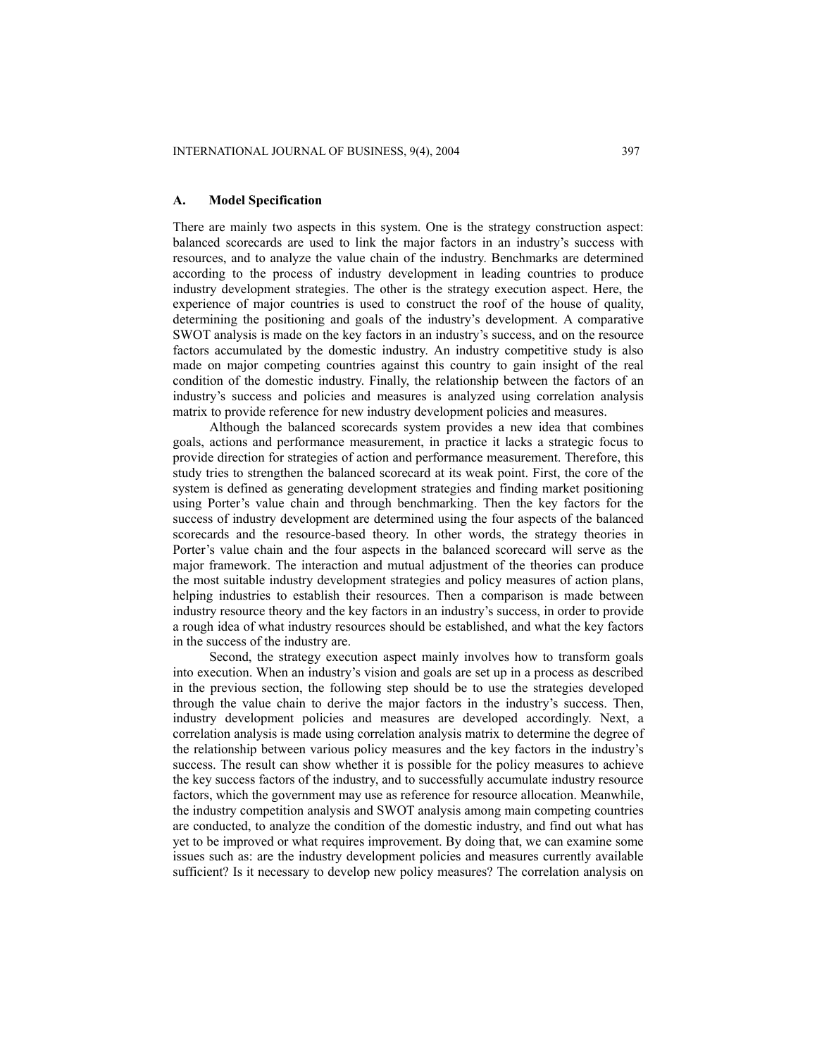### A. Model Specification

There are mainly two aspects in this system. One is the strategy construction aspect: balanced scorecards are used to link the major factors in an industry's success with resources, and to analyze the value chain of the industry. Benchmarks are determined according to the process of industry development in leading countries to produce industry development strategies. The other is the strategy execution aspect. Here, the experience of major countries is used to construct the roof of the house of quality, determining the positioning and goals of the industry's development. A comparative SWOT analysis is made on the key factors in an industry's success, and on the resource factors accumulated by the domestic industry. An industry competitive study is also made on major competing countries against this country to gain insight of the real condition of the domestic industry. Finally, the relationship between the factors of an industry's success and policies and measures is analyzed using correlation analysis matrix to provide reference for new industry development policies and measures.

Although the balanced scorecards system provides a new idea that combines goals, actions and performance measurement, in practice it lacks a strategic focus to provide direction for strategies of action and performance measurement. Therefore, this study tries to strengthen the balanced scorecard at its weak point. First, the core of the system is defined as generating development strategies and finding market positioning using Porter's value chain and through benchmarking. Then the key factors for the success of industry development are determined using the four aspects of the balanced scorecards and the resource-based theory. In other words, the strategy theories in Porter's value chain and the four aspects in the balanced scorecard will serve as the major framework. The interaction and mutual adjustment of the theories can produce the most suitable industry development strategies and policy measures of action plans, helping industries to establish their resources. Then a comparison is made between industry resource theory and the key factors in an industry's success, in order to provide a rough idea of what industry resources should be established, and what the key factors in the success of the industry are.

Second, the strategy execution aspect mainly involves how to transform goals into execution. When an industry's vision and goals are set up in a process as described in the previous section, the following step should be to use the strategies developed through the value chain to derive the major factors in the industry's success. Then, industry development policies and measures are developed accordingly. Next, a correlation analysis is made using correlation analysis matrix to determine the degree of the relationship between various policy measures and the key factors in the industry's success. The result can show whether it is possible for the policy measures to achieve the key success factors of the industry, and to successfully accumulate industry resource factors, which the government may use as reference for resource allocation. Meanwhile, the industry competition analysis and SWOT analysis among main competing countries are conducted, to analyze the condition of the domestic industry, and find out what has yet to be improved or what requires improvement. By doing that, we can examine some issues such as: are the industry development policies and measures currently available sufficient? Is it necessary to develop new policy measures? The correlation analysis on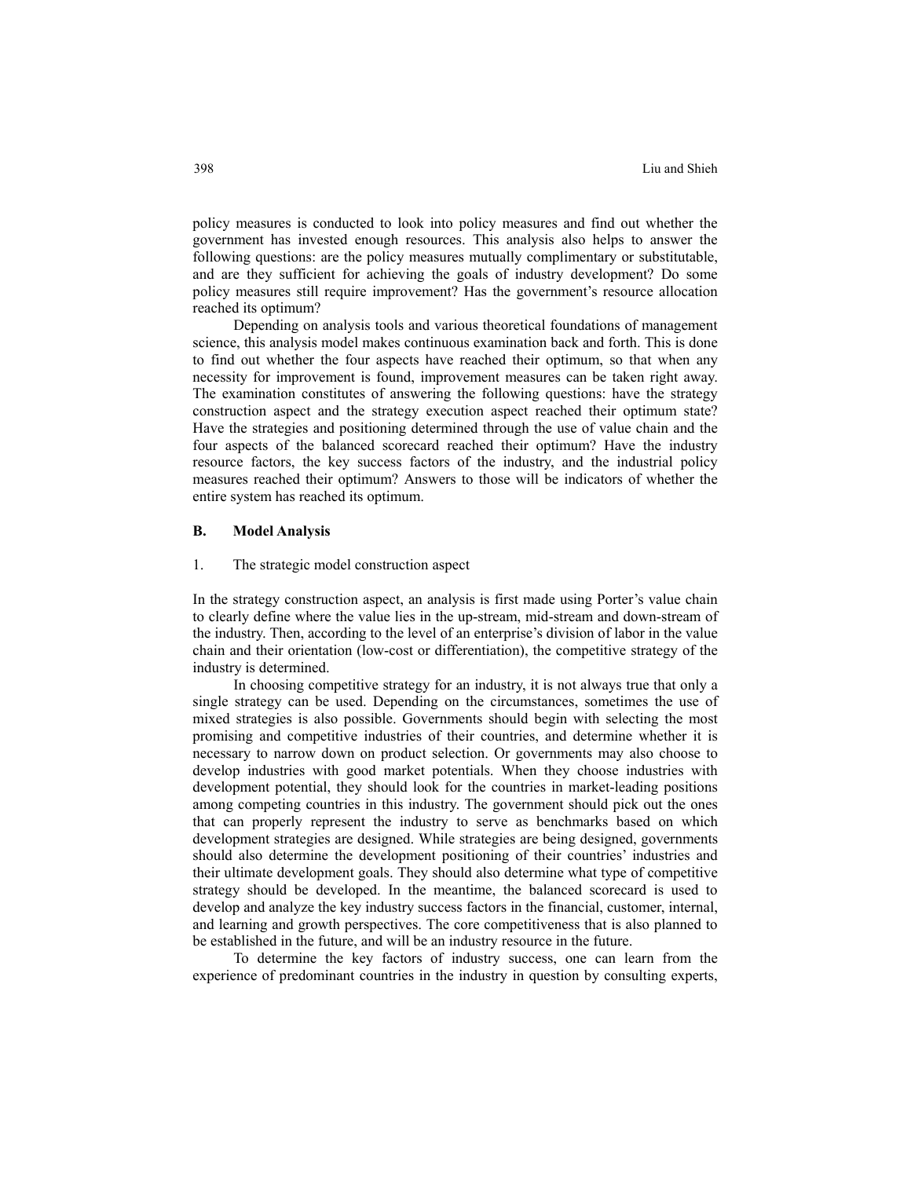policy measures is conducted to look into policy measures and find out whether the government has invested enough resources. This analysis also helps to answer the following questions: are the policy measures mutually complimentary or substitutable, and are they sufficient for achieving the goals of industry development? Do some policy measures still require improvement? Has the government's resource allocation reached its optimum?

Depending on analysis tools and various theoretical foundations of management science, this analysis model makes continuous examination back and forth. This is done to find out whether the four aspects have reached their optimum, so that when any necessity for improvement is found, improvement measures can be taken right away. The examination constitutes of answering the following questions: have the strategy construction aspect and the strategy execution aspect reached their optimum state? Have the strategies and positioning determined through the use of value chain and the four aspects of the balanced scorecard reached their optimum? Have the industry resource factors, the key success factors of the industry, and the industrial policy measures reached their optimum? Answers to those will be indicators of whether the entire system has reached its optimum.

## B. Model Analysis

### 1. The strategic model construction aspect

In the strategy construction aspect, an analysis is first made using Porter's value chain to clearly define where the value lies in the up-stream, mid-stream and down-stream of the industry. Then, according to the level of an enterprise's division of labor in the value chain and their orientation (low-cost or differentiation), the competitive strategy of the industry is determined.

In choosing competitive strategy for an industry, it is not always true that only a single strategy can be used. Depending on the circumstances, sometimes the use of mixed strategies is also possible. Governments should begin with selecting the most promising and competitive industries of their countries, and determine whether it is necessary to narrow down on product selection. Or governments may also choose to develop industries with good market potentials. When they choose industries with development potential, they should look for the countries in market-leading positions among competing countries in this industry. The government should pick out the ones that can properly represent the industry to serve as benchmarks based on which development strategies are designed. While strategies are being designed, governments should also determine the development positioning of their countries' industries and their ultimate development goals. They should also determine what type of competitive strategy should be developed. In the meantime, the balanced scorecard is used to develop and analyze the key industry success factors in the financial, customer, internal, and learning and growth perspectives. The core competitiveness that is also planned to be established in the future, and will be an industry resource in the future.

To determine the key factors of industry success, one can learn from the experience of predominant countries in the industry in question by consulting experts,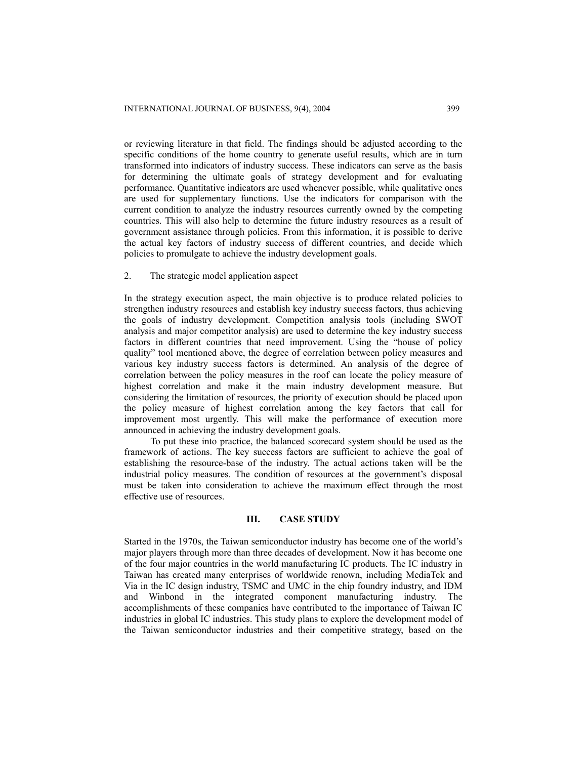or reviewing literature in that field. The findings should be adjusted according to the specific conditions of the home country to generate useful results, which are in turn transformed into indicators of industry success. These indicators can serve as the basis for determining the ultimate goals of strategy development and for evaluating performance. Quantitative indicators are used whenever possible, while qualitative ones are used for supplementary functions. Use the indicators for comparison with the current condition to analyze the industry resources currently owned by the competing countries. This will also help to determine the future industry resources as a result of government assistance through policies. From this information, it is possible to derive the actual key factors of industry success of different countries, and decide which policies to promulgate to achieve the industry development goals.

2. The strategic model application aspect

In the strategy execution aspect, the main objective is to produce related policies to strengthen industry resources and establish key industry success factors, thus achieving the goals of industry development. Competition analysis tools (including SWOT analysis and major competitor analysis) are used to determine the key industry success factors in different countries that need improvement. Using the "house of policy quality" tool mentioned above, the degree of correlation between policy measures and various key industry success factors is determined. An analysis of the degree of correlation between the policy measures in the roof can locate the policy measure of highest correlation and make it the main industry development measure. But considering the limitation of resources, the priority of execution should be placed upon the policy measure of highest correlation among the key factors that call for improvement most urgently. This will make the performance of execution more announced in achieving the industry development goals.

To put these into practice, the balanced scorecard system should be used as the framework of actions. The key success factors are sufficient to achieve the goal of establishing the resource-base of the industry. The actual actions taken will be the industrial policy measures. The condition of resources at the government's disposal must be taken into consideration to achieve the maximum effect through the most effective use of resources.

## III. CASE STUDY

Started in the 1970s, the Taiwan semiconductor industry has become one of the world's major players through more than three decades of development. Now it has become one of the four major countries in the world manufacturing IC products. The IC industry in Taiwan has created many enterprises of worldwide renown, including MediaTek and Via in the IC design industry, TSMC and UMC in the chip foundry industry, and IDM and Winbond in the integrated component manufacturing industry. The accomplishments of these companies have contributed to the importance of Taiwan IC industries in global IC industries. This study plans to explore the development model of the Taiwan semiconductor industries and their competitive strategy, based on the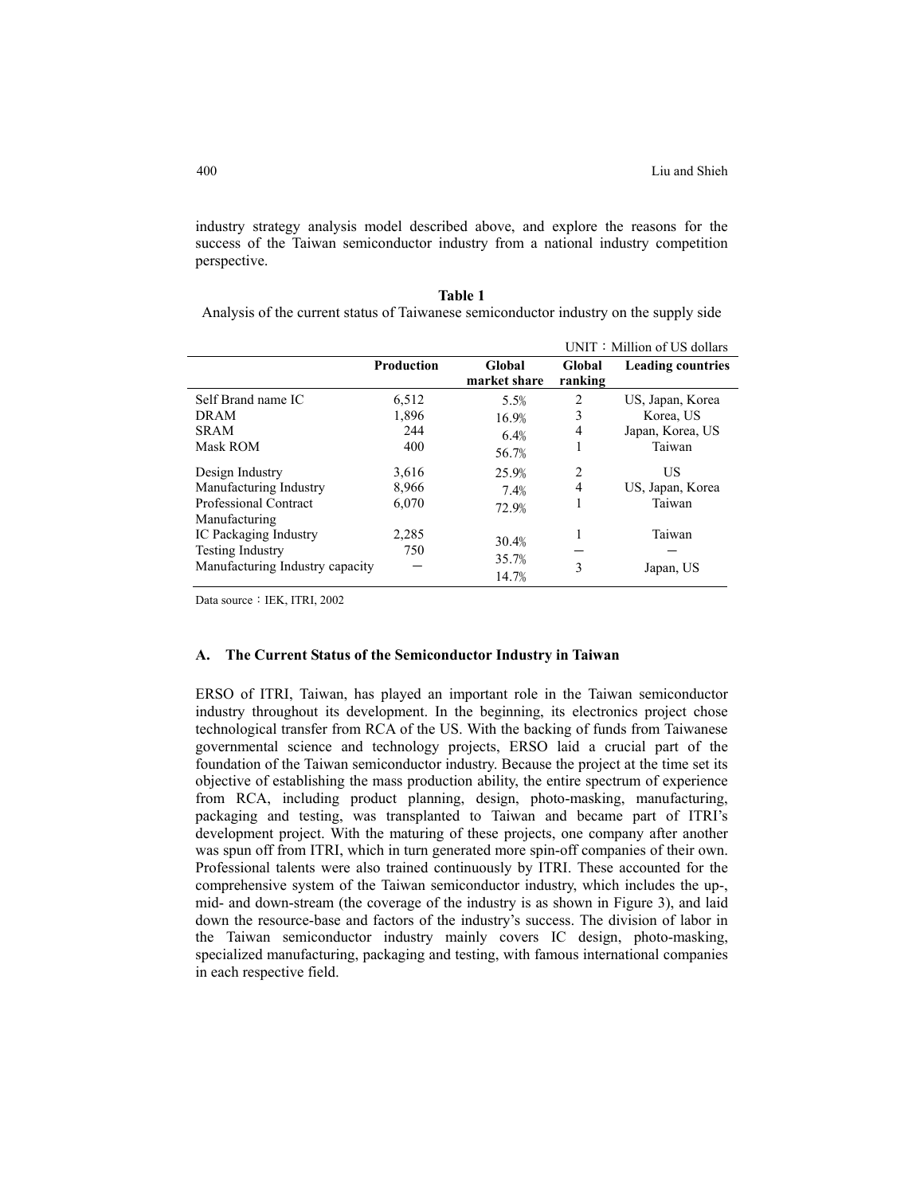industry strategy analysis model described above, and explore the reasons for the success of the Taiwan semiconductor industry from a national industry competition perspective.

**Table 1**

Analysis of the current status of Taiwanese semiconductor industry on the supply side

UNIT：Million of US dollars

| | Production | Global market share | Global ranking | Leading countries |
|---|---|---|---|---|
| Self Brand name IC | 6,512 | 5.5% | 2 | US, Japan, Korea |
| DRAM | 1,896 | 16.9% | 3 | Korea, US |
| SRAM | 244 | 6.4% | 4 | Japan, Korea, US |
| Mask ROM | 400 | 56.7% | 1 | Taiwan |
| Design Industry | 3,616 | 25.9% | 2 | US |
| Manufacturing Industry | 8,966 | 7.4% | 4 | US, Japan, Korea |
| Professional Contract Manufacturing | 6,070 | 72.9% | 1 | Taiwan |
| IC Packaging Industry | 2,285 | 30.4% | 1 | Taiwan |
| Testing Industry | 750 | 35.7% | — | — |
| Manufacturing Industry capacity | — | 14.7% | 3 | Japan, US |

Data source：IEK, ITRI, 2002

### A. The Current Status of the Semiconductor Industry in Taiwan

ERSO of ITRI, Taiwan, has played an important role in the Taiwan semiconductor industry throughout its development. In the beginning, its electronics project chose technological transfer from RCA of the US. With the backing of funds from Taiwanese governmental science and technology projects, ERSO laid a crucial part of the foundation of the Taiwan semiconductor industry. Because the project at the time set its objective of establishing the mass production ability, the entire spectrum of experience from RCA, including product planning, design, photo-masking, manufacturing, packaging and testing, was transplanted to Taiwan and became part of ITRI's development project. With the maturing of these projects, one company after another was spun off from ITRI, which in turn generated more spin-off companies of their own. Professional talents were also trained continuously by ITRI. These accounted for the comprehensive system of the Taiwan semiconductor industry, which includes the up-, mid- and down-stream (the coverage of the industry is as shown in Figure 3), and laid down the resource-base and factors of the industry's success. The division of labor in the Taiwan semiconductor industry mainly covers IC design, photo-masking, specialized manufacturing, packaging and testing, with famous international companies in each respective field.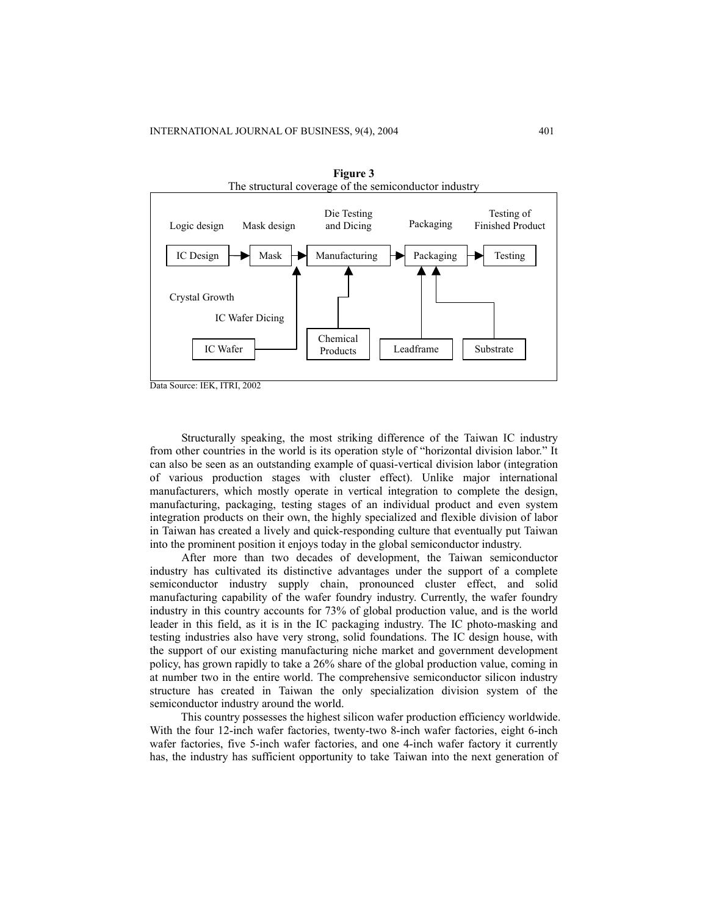**Figure 3**
The structural coverage of the semiconductor industry

Logic design — Mask design — Die Testing and Dicing — Packaging — Testing of Finished Product

IC Design → Mask → Manufacturing → Packaging → Testing

Crystal Growth

IC Wafer Dicing

IC Wafer → Mask/Manufacturing; Chemical Products → Manufacturing; Leadframe → Packaging; Substrate → Packaging

Data Source: IEK, ITRI, 2002

Structurally speaking, the most striking difference of the Taiwan IC industry from other countries in the world is its operation style of "horizontal division labor." It can also be seen as an outstanding example of quasi-vertical division labor (integration of various production stages with cluster effect). Unlike major international manufacturers, which mostly operate in vertical integration to complete the design, manufacturing, packaging, testing stages of an individual product and even system integration products on their own, the highly specialized and flexible division of labor in Taiwan has created a lively and quick-responding culture that eventually put Taiwan into the prominent position it enjoys today in the global semiconductor industry.

After more than two decades of development, the Taiwan semiconductor industry has cultivated its distinctive advantages under the support of a complete semiconductor industry supply chain, pronounced cluster effect, and solid manufacturing capability of the wafer foundry industry. Currently, the wafer foundry industry in this country accounts for 73% of global production value, and is the world leader in this field, as it is in the IC packaging industry. The IC photo-masking and testing industries also have very strong, solid foundations. The IC design house, with the support of our existing manufacturing niche market and government development policy, has grown rapidly to take a 26% share of the global production value, coming in at number two in the entire world. The comprehensive semiconductor silicon industry structure has created in Taiwan the only specialization division system of the semiconductor industry around the world.

This country possesses the highest silicon wafer production efficiency worldwide. With the four 12-inch wafer factories, twenty-two 8-inch wafer factories, eight 6-inch wafer factories, five 5-inch wafer factories, and one 4-inch wafer factory it currently has, the industry has sufficient opportunity to take Taiwan into the next generation of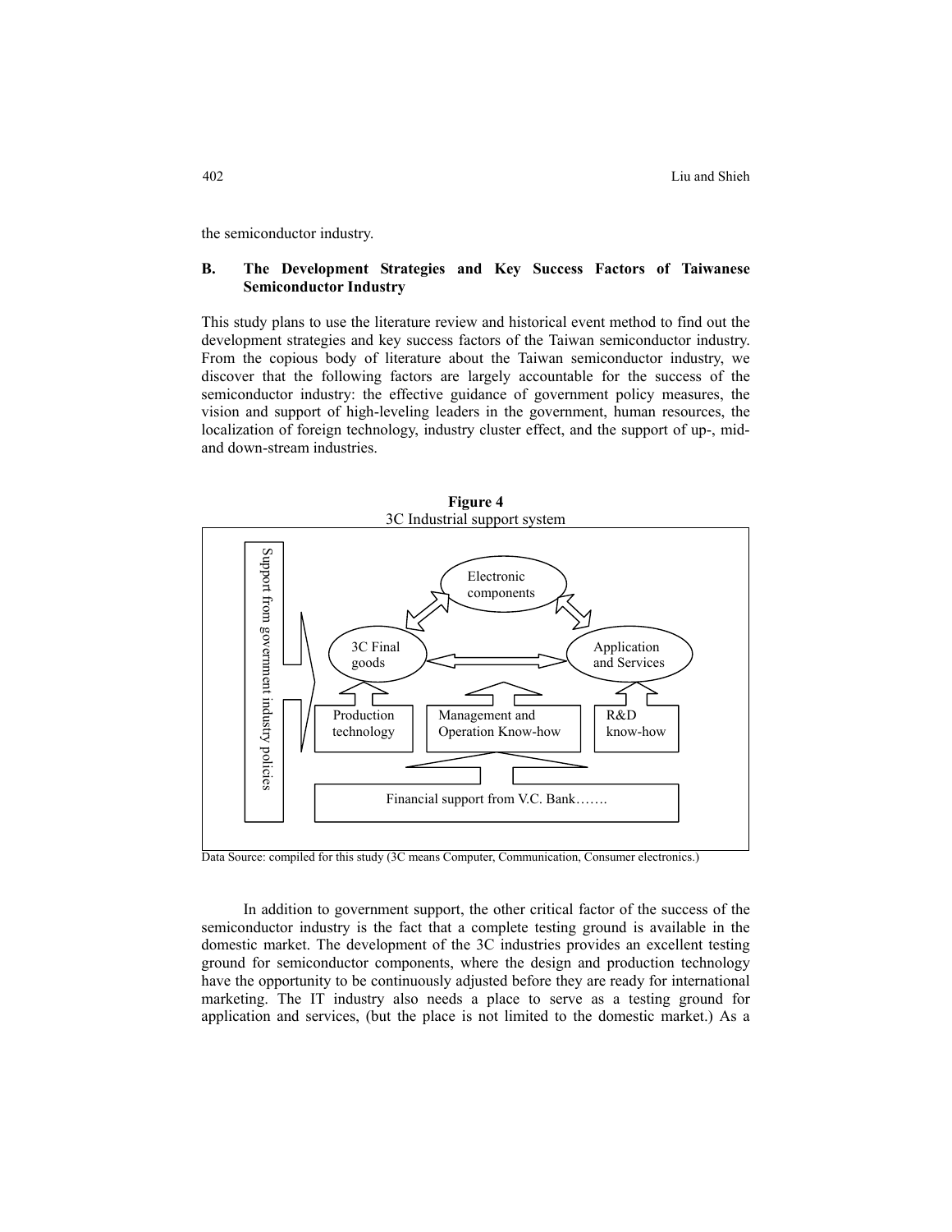the semiconductor industry.

### B. The Development Strategies and Key Success Factors of Taiwanese Semiconductor Industry

This study plans to use the literature review and historical event method to find out the development strategies and key success factors of the Taiwan semiconductor industry. From the copious body of literature about the Taiwan semiconductor industry, we discover that the following factors are largely accountable for the success of the semiconductor industry: the effective guidance of government policy measures, the vision and support of high-leveling leaders in the government, human resources, the localization of foreign technology, industry cluster effect, and the support of up-, mid- and down-stream industries.

**Figure 4**
3C Industrial support system

Support from government industry policies

Electronic components

3C Final goods

Application and Services

Production technology

Management and Operation Know-how

R&D know-how

Financial support from V.C. Bank…….

Data Source: compiled for this study (3C means Computer, Communication, Consumer electronics.)

In addition to government support, the other critical factor of the success of the semiconductor industry is the fact that a complete testing ground is available in the domestic market. The development of the 3C industries provides an excellent testing ground for semiconductor components, where the design and production technology have the opportunity to be continuously adjusted before they are ready for international marketing. The IT industry also needs a place to serve as a testing ground for application and services, (but the place is not limited to the domestic market.) As a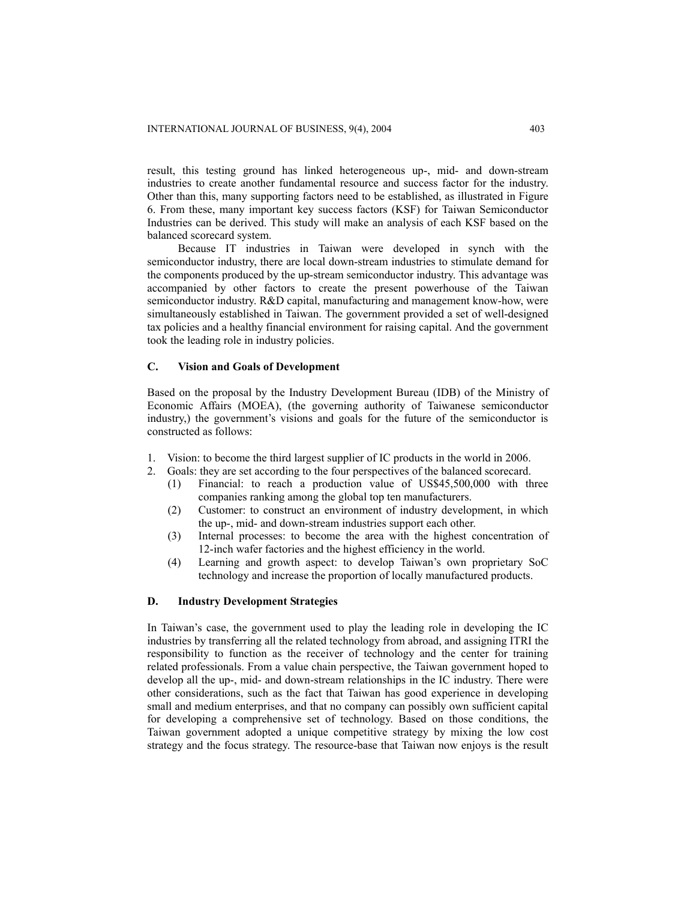result, this testing ground has linked heterogeneous up-, mid- and down-stream industries to create another fundamental resource and success factor for the industry. Other than this, many supporting factors need to be established, as illustrated in Figure 6. From these, many important key success factors (KSF) for Taiwan Semiconductor Industries can be derived. This study will make an analysis of each KSF based on the balanced scorecard system.

Because IT industries in Taiwan were developed in synch with the semiconductor industry, there are local down-stream industries to stimulate demand for the components produced by the up-stream semiconductor industry. This advantage was accompanied by other factors to create the present powerhouse of the Taiwan semiconductor industry. R&D capital, manufacturing and management know-how, were simultaneously established in Taiwan. The government provided a set of well-designed tax policies and a healthy financial environment for raising capital. And the government took the leading role in industry policies.

### C. Vision and Goals of Development

Based on the proposal by the Industry Development Bureau (IDB) of the Ministry of Economic Affairs (MOEA), (the governing authority of Taiwanese semiconductor industry,) the government's visions and goals for the future of the semiconductor is constructed as follows:

1. Vision: to become the third largest supplier of IC products in the world in 2006.
2. Goals: they are set according to the four perspectives of the balanced scorecard.
   (1) Financial: to reach a production value of US$45,500,000 with three companies ranking among the global top ten manufacturers.
   (2) Customer: to construct an environment of industry development, in which the up-, mid- and down-stream industries support each other.
   (3) Internal processes: to become the area with the highest concentration of 12-inch wafer factories and the highest efficiency in the world.
   (4) Learning and growth aspect: to develop Taiwan's own proprietary SoC technology and increase the proportion of locally manufactured products.

### D. Industry Development Strategies

In Taiwan's case, the government used to play the leading role in developing the IC industries by transferring all the related technology from abroad, and assigning ITRI the responsibility to function as the receiver of technology and the center for training related professionals. From a value chain perspective, the Taiwan government hoped to develop all the up-, mid- and down-stream relationships in the IC industry. There were other considerations, such as the fact that Taiwan has good experience in developing small and medium enterprises, and that no company can possibly own sufficient capital for developing a comprehensive set of technology. Based on those conditions, the Taiwan government adopted a unique competitive strategy by mixing the low cost strategy and the focus strategy. The resource-base that Taiwan now enjoys is the result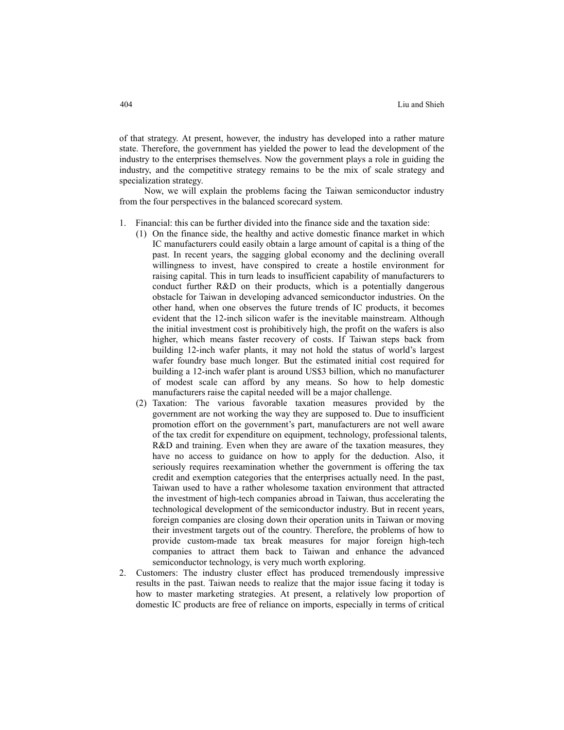of that strategy. At present, however, the industry has developed into a rather mature state. Therefore, the government has yielded the power to lead the development of the industry to the enterprises themselves. Now the government plays a role in guiding the industry, and the competitive strategy remains to be the mix of scale strategy and specialization strategy.

Now, we will explain the problems facing the Taiwan semiconductor industry from the four perspectives in the balanced scorecard system.

1. Financial: this can be further divided into the finance side and the taxation side:
   (1) On the finance side, the healthy and active domestic finance market in which IC manufacturers could easily obtain a large amount of capital is a thing of the past. In recent years, the sagging global economy and the declining overall willingness to invest, have conspired to create a hostile environment for raising capital. This in turn leads to insufficient capability of manufacturers to conduct further R&D on their products, which is a potentially dangerous obstacle for Taiwan in developing advanced semiconductor industries. On the other hand, when one observes the future trends of IC products, it becomes evident that the 12-inch silicon wafer is the inevitable mainstream. Although the initial investment cost is prohibitively high, the profit on the wafers is also higher, which means faster recovery of costs. If Taiwan steps back from building 12-inch wafer plants, it may not hold the status of world's largest wafer foundry base much longer. But the estimated initial cost required for building a 12-inch wafer plant is around US$3 billion, which no manufacturer of modest scale can afford by any means. So how to help domestic manufacturers raise the capital needed will be a major challenge.
   (2) Taxation: The various favorable taxation measures provided by the government are not working the way they are supposed to. Due to insufficient promotion effort on the government's part, manufacturers are not well aware of the tax credit for expenditure on equipment, technology, professional talents, R&D and training. Even when they are aware of the taxation measures, they have no access to guidance on how to apply for the deduction. Also, it seriously requires reexamination whether the government is offering the tax credit and exemption categories that the enterprises actually need. In the past, Taiwan used to have a rather wholesome taxation environment that attracted the investment of high-tech companies abroad in Taiwan, thus accelerating the technological development of the semiconductor industry. But in recent years, foreign companies are closing down their operation units in Taiwan or moving their investment targets out of the country. Therefore, the problems of how to provide custom-made tax break measures for major foreign high-tech companies to attract them back to Taiwan and enhance the advanced semiconductor technology, is very much worth exploring.
2. Customers: The industry cluster effect has produced tremendously impressive results in the past. Taiwan needs to realize that the major issue facing it today is how to master marketing strategies. At present, a relatively low proportion of domestic IC products are free of reliance on imports, especially in terms of critical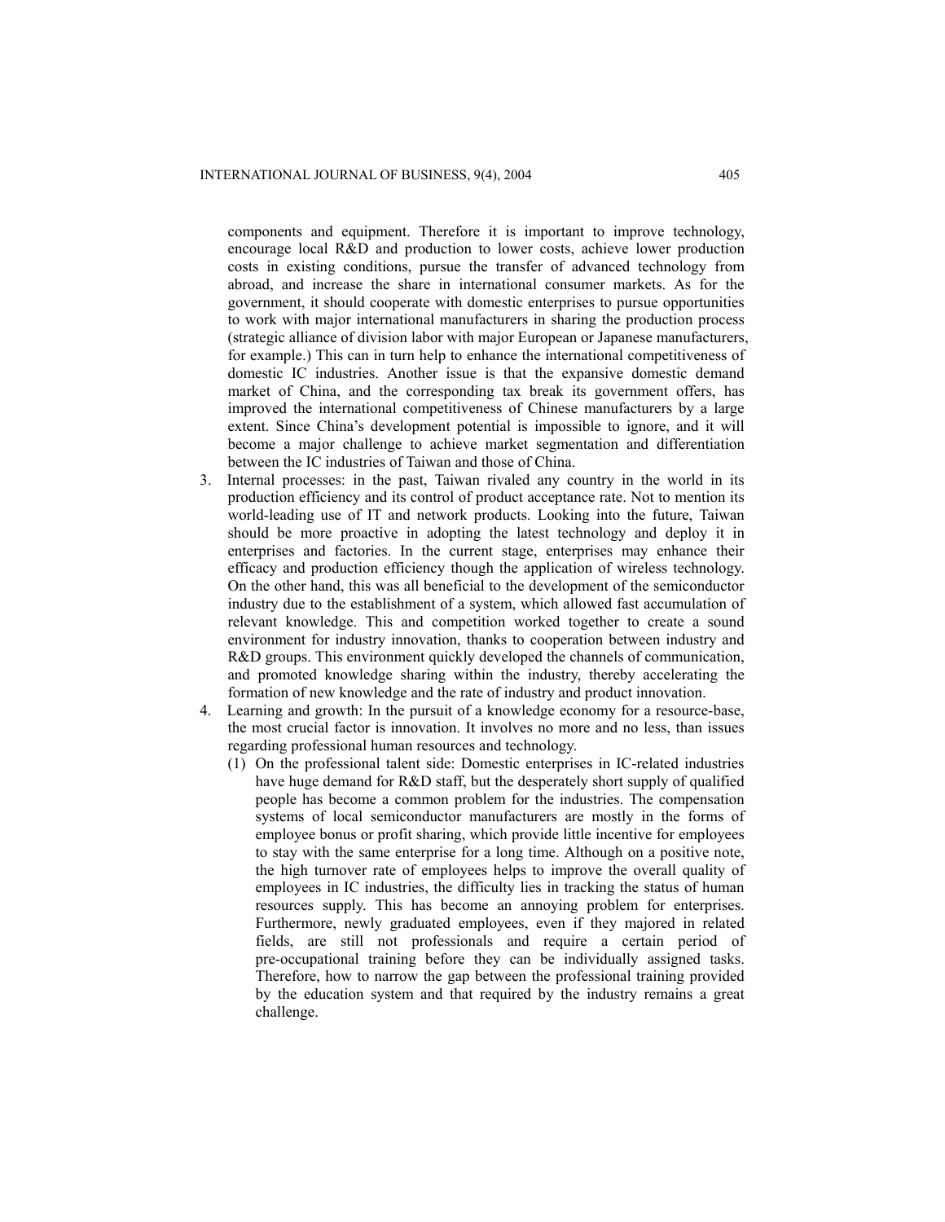components and equipment. Therefore it is important to improve technology, encourage local R&D and production to lower costs, achieve lower production costs in existing conditions, pursue the transfer of advanced technology from abroad, and increase the share in international consumer markets. As for the government, it should cooperate with domestic enterprises to pursue opportunities to work with major international manufacturers in sharing the production process (strategic alliance of division labor with major European or Japanese manufacturers, for example.) This can in turn help to enhance the international competitiveness of domestic IC industries. Another issue is that the expansive domestic demand market of China, and the corresponding tax break its government offers, has improved the international competitiveness of Chinese manufacturers by a large extent. Since China's development potential is impossible to ignore, and it will become a major challenge to achieve market segmentation and differentiation between the IC industries of Taiwan and those of China.

3. Internal processes: in the past, Taiwan rivaled any country in the world in its production efficiency and its control of product acceptance rate. Not to mention its world-leading use of IT and network products. Looking into the future, Taiwan should be more proactive in adopting the latest technology and deploy it in enterprises and factories. In the current stage, enterprises may enhance their efficacy and production efficiency though the application of wireless technology. On the other hand, this was all beneficial to the development of the semiconductor industry due to the establishment of a system, which allowed fast accumulation of relevant knowledge. This and competition worked together to create a sound environment for industry innovation, thanks to cooperation between industry and R&D groups. This environment quickly developed the channels of communication, and promoted knowledge sharing within the industry, thereby accelerating the formation of new knowledge and the rate of industry and product innovation.
4. Learning and growth: In the pursuit of a knowledge economy for a resource-base, the most crucial factor is innovation. It involves no more and no less, than issues regarding professional human resources and technology.
   (1) On the professional talent side: Domestic enterprises in IC-related industries have huge demand for R&D staff, but the desperately short supply of qualified people has become a common problem for the industries. The compensation systems of local semiconductor manufacturers are mostly in the forms of employee bonus or profit sharing, which provide little incentive for employees to stay with the same enterprise for a long time. Although on a positive note, the high turnover rate of employees helps to improve the overall quality of employees in IC industries, the difficulty lies in tracking the status of human resources supply. This has become an annoying problem for enterprises. Furthermore, newly graduated employees, even if they majored in related fields, are still not professionals and require a certain period of pre-occupational training before they can be individually assigned tasks. Therefore, how to narrow the gap between the professional training provided by the education system and that required by the industry remains a great challenge.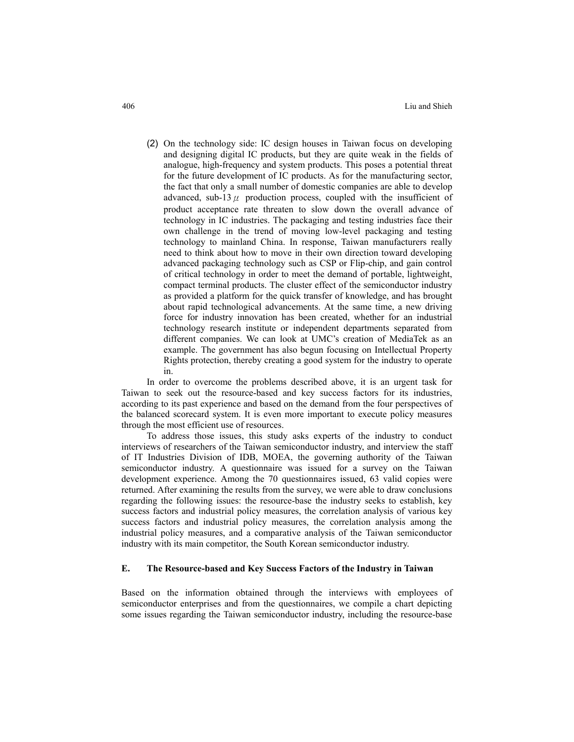(2) On the technology side: IC design houses in Taiwan focus on developing and designing digital IC products, but they are quite weak in the fields of analogue, high-frequency and system products. This poses a potential threat for the future development of IC products. As for the manufacturing sector, the fact that only a small number of domestic companies are able to develop advanced, sub-13 $\mu$ production process, coupled with the insufficient of product acceptance rate threaten to slow down the overall advance of technology in IC industries. The packaging and testing industries face their own challenge in the trend of moving low-level packaging and testing technology to mainland China. In response, Taiwan manufacturers really need to think about how to move in their own direction toward developing advanced packaging technology such as CSP or Flip-chip, and gain control of critical technology in order to meet the demand of portable, lightweight, compact terminal products. The cluster effect of the semiconductor industry as provided a platform for the quick transfer of knowledge, and has brought about rapid technological advancements. At the same time, a new driving force for industry innovation has been created, whether for an industrial technology research institute or independent departments separated from different companies. We can look at UMC's creation of MediaTek as an example. The government has also begun focusing on Intellectual Property Rights protection, thereby creating a good system for the industry to operate in.

In order to overcome the problems described above, it is an urgent task for Taiwan to seek out the resource-based and key success factors for its industries, according to its past experience and based on the demand from the four perspectives of the balanced scorecard system. It is even more important to execute policy measures through the most efficient use of resources.

To address those issues, this study asks experts of the industry to conduct interviews of researchers of the Taiwan semiconductor industry, and interview the staff of IT Industries Division of IDB, MOEA, the governing authority of the Taiwan semiconductor industry. A questionnaire was issued for a survey on the Taiwan development experience. Among the 70 questionnaires issued, 63 valid copies were returned. After examining the results from the survey, we were able to draw conclusions regarding the following issues: the resource-base the industry seeks to establish, key success factors and industrial policy measures, the correlation analysis of various key success factors and industrial policy measures, the correlation analysis among the industrial policy measures, and a comparative analysis of the Taiwan semiconductor industry with its main competitor, the South Korean semiconductor industry.

## E. The Resource-based and Key Success Factors of the Industry in Taiwan

Based on the information obtained through the interviews with employees of semiconductor enterprises and from the questionnaires, we compile a chart depicting some issues regarding the Taiwan semiconductor industry, including the resource-base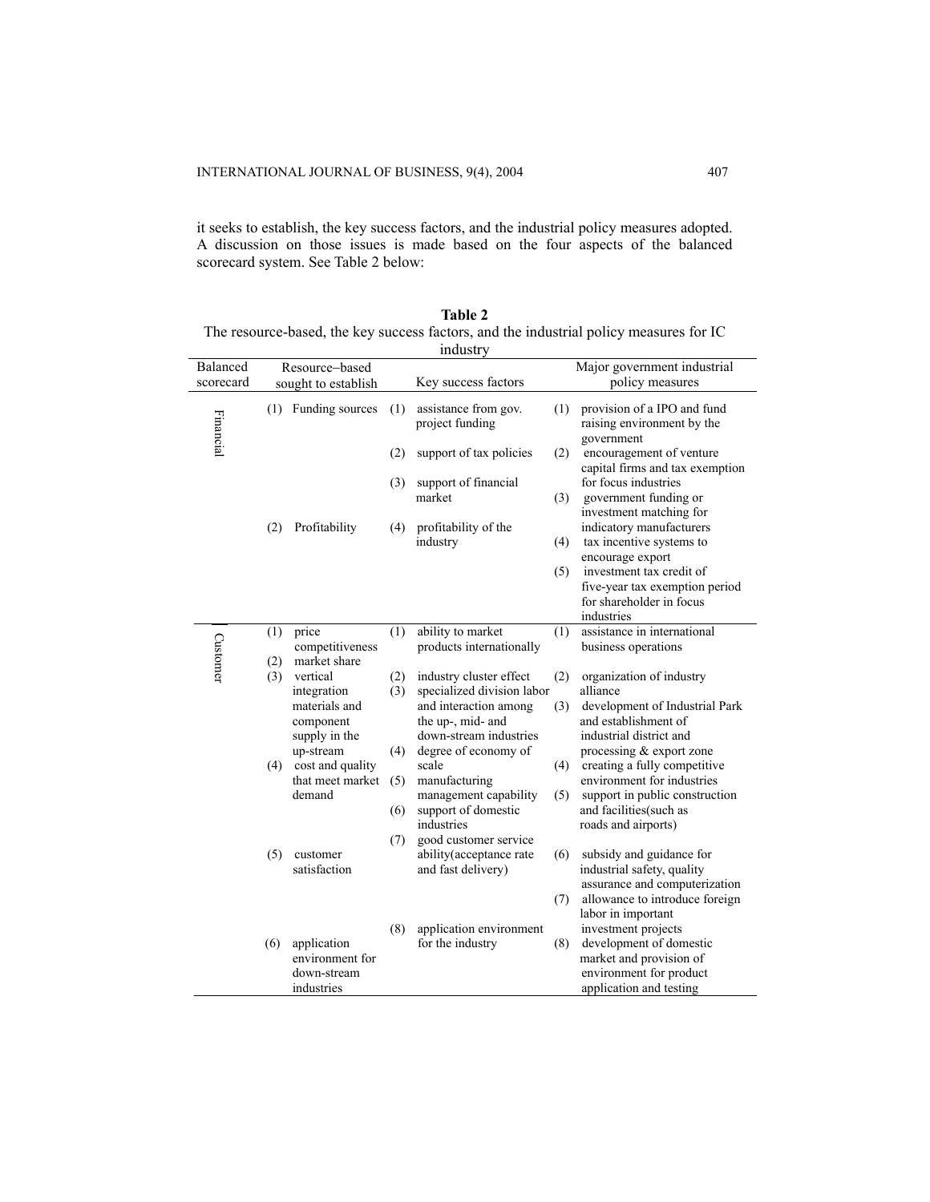it seeks to establish, the key success factors, and the industrial policy measures adopted. A discussion on those issues is made based on the four aspects of the balanced scorecard system. See Table 2 below:

**Table 2**
The resource-based, the key success factors, and the industrial policy measures for IC industry

| Balanced scorecard | Resource–based sought to establish | Key success factors | Major government industrial policy measures |
|---|---|---|---|
| Financial | (1) Funding sources | (1) assistance from gov. project funding | (1) provision of a IPO and fund raising environment by the government |
| | | (2) support of tax policies | (2) encouragement of venture capital firms and tax exemption for focus industries |
| | | (3) support of financial market | (3) government funding or investment matching for indicatory manufacturers |
| | (2) Profitability | (4) profitability of the industry | (4) tax incentive systems to encourage export |
| | | | (5) investment tax credit of five-year tax exemption period for shareholder in focus industries |
| Customer | (1) price competitiveness | (1) ability to market products internationally | (1) assistance in international business operations |
| | (2) market share | | |
| | (3) vertical integration materials and component supply in the up-stream | (2) industry cluster effect | (2) organization of industry alliance |
| | | (3) specialized division labor and interaction among the up-, mid- and down-stream industries | (3) development of Industrial Park and establishment of industrial district and processing & export zone |
| | (4) cost and quality that meet market demand | (4) degree of economy of scale | (4) creating a fully competitive environment for industries |
| | | (5) manufacturing management capability | (5) support in public construction and facilities(such as roads and airports) |
| | | (6) support of domestic industries | |
| | (5) customer satisfaction | (7) good customer service ability(acceptance rate and fast delivery) | (6) subsidy and guidance for industrial safety, quality assurance and computerization |
| | | | (7) allowance to introduce foreign labor in important investment projects |
| | (6) application environment for down-stream industries | (8) application environment for the industry | (8) development of domestic market and provision of environment for product application and testing |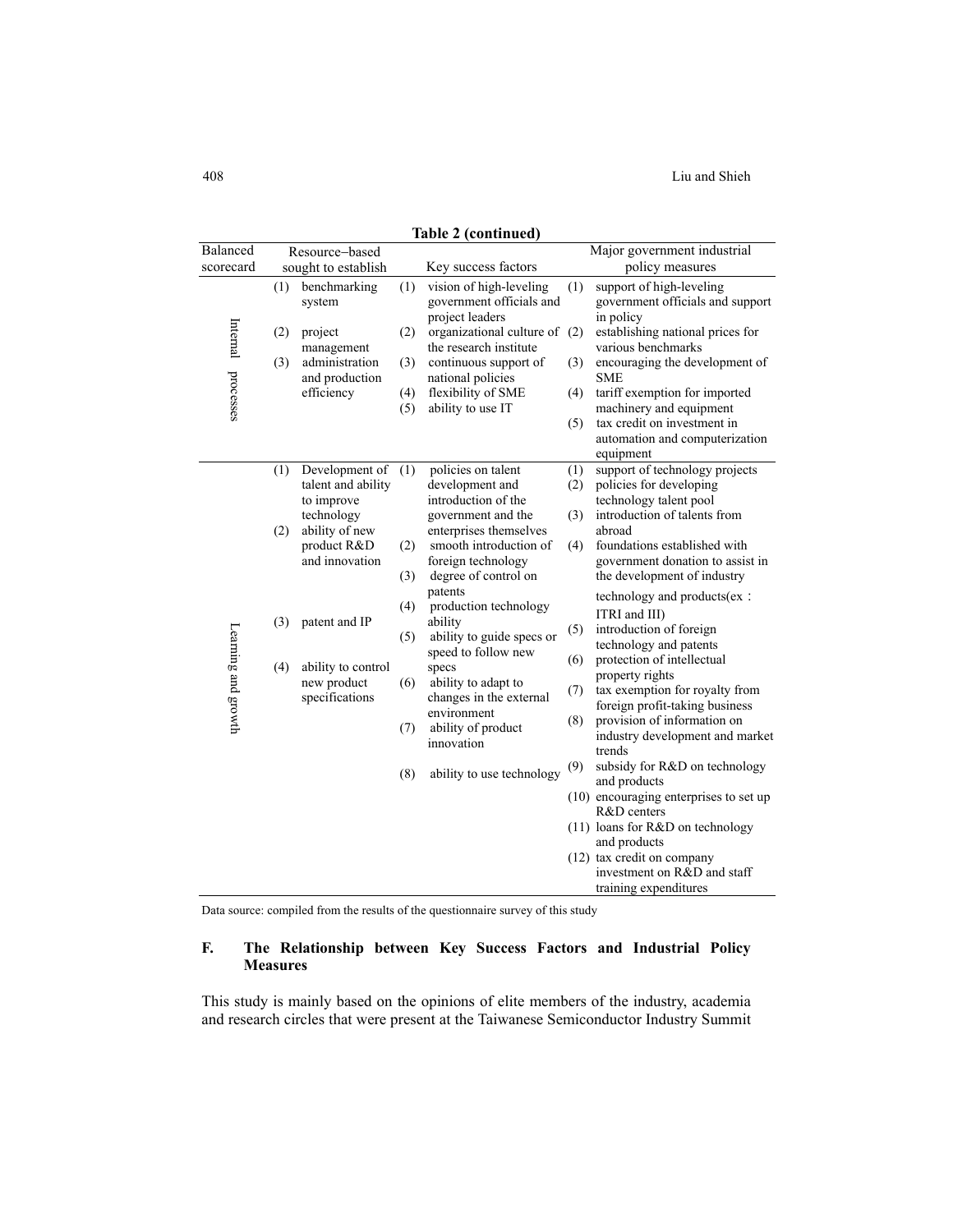**Table 2 (continued)**

| Balanced scorecard | Resource–based sought to establish | Key success factors | Major government industrial policy measures |
|---|---|---|---|
| Internal processes | (1) benchmarking system<br>(2) project management<br>(3) administration and production efficiency | (1) vision of high-leveling government officials and project leaders<br>(2) organizational culture of the research institute<br>(3) continuous support of national policies<br>(4) flexibility of SME<br>(5) ability to use IT | (1) support of high-leveling government officials and support in policy<br>(2) establishing national prices for various benchmarks<br>(3) encouraging the development of SME<br>(4) tariff exemption for imported machinery and equipment<br>(5) tax credit on investment in automation and computerization equipment |
| Learning and growth | (1) Development of talent and ability to improve technology<br>(2) ability of new product R&D and innovation<br>(3) patent and IP<br>(4) ability to control new product specifications | (1) policies on talent development and introduction of the government and the enterprises themselves<br>(2) smooth introduction of foreign technology<br>(3) degree of control on patents<br>(4) production technology ability<br>(5) ability to guide specs or speed to follow new specs<br>(6) ability to adapt to changes in the external environment<br>(7) ability of product innovation<br>(8) ability to use technology | (1) support of technology projects<br>(2) policies for developing technology talent pool<br>(3) introduction of talents from abroad<br>(4) foundations established with government donation to assist in the development of industry technology and products(ex： ITRI and III)<br>(5) introduction of foreign technology and patents<br>(6) protection of intellectual property rights<br>(7) tax exemption for royalty from foreign profit-taking business<br>(8) provision of information on industry development and market trends<br>(9) subsidy for R&D on technology and products<br>(10) encouraging enterprises to set up R&D centers<br>(11) loans for R&D on technology and products<br>(12) tax credit on company investment on R&D and staff training expenditures |

Data source: compiled from the results of the questionnaire survey of this study

### F. The Relationship between Key Success Factors and Industrial Policy Measures

This study is mainly based on the opinions of elite members of the industry, academia and research circles that were present at the Taiwanese Semiconductor Industry Summit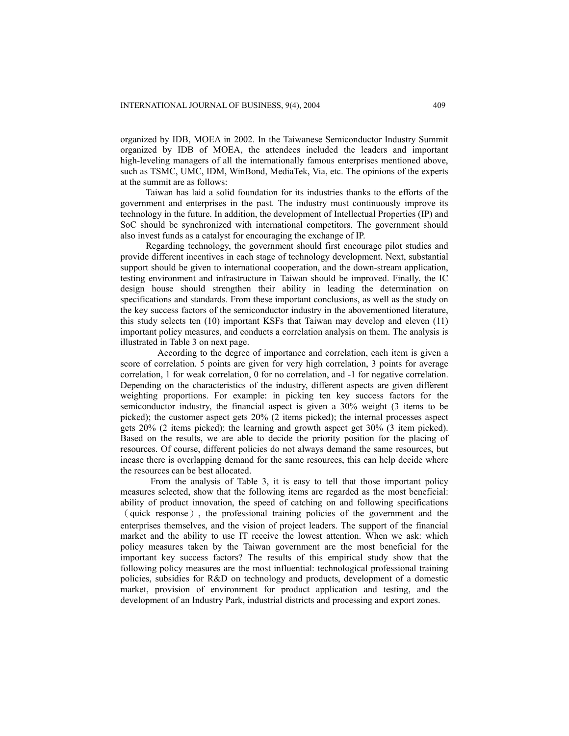organized by IDB, MOEA in 2002. In the Taiwanese Semiconductor Industry Summit organized by IDB of MOEA, the attendees included the leaders and important high-leveling managers of all the internationally famous enterprises mentioned above, such as TSMC, UMC, IDM, WinBond, MediaTek, Via, etc. The opinions of the experts at the summit are as follows:

Taiwan has laid a solid foundation for its industries thanks to the efforts of the government and enterprises in the past. The industry must continuously improve its technology in the future. In addition, the development of Intellectual Properties (IP) and SoC should be synchronized with international competitors. The government should also invest funds as a catalyst for encouraging the exchange of IP.

Regarding technology, the government should first encourage pilot studies and provide different incentives in each stage of technology development. Next, substantial support should be given to international cooperation, and the down-stream application, testing environment and infrastructure in Taiwan should be improved. Finally, the IC design house should strengthen their ability in leading the determination on specifications and standards. From these important conclusions, as well as the study on the key success factors of the semiconductor industry in the abovementioned literature, this study selects ten (10) important KSFs that Taiwan may develop and eleven (11) important policy measures, and conducts a correlation analysis on them. The analysis is illustrated in Table 3 on next page.

According to the degree of importance and correlation, each item is given a score of correlation. 5 points are given for very high correlation, 3 points for average correlation, 1 for weak correlation, 0 for no correlation, and -1 for negative correlation. Depending on the characteristics of the industry, different aspects are given different weighting proportions. For example: in picking ten key success factors for the semiconductor industry, the financial aspect is given a 30% weight (3 items to be picked); the customer aspect gets 20% (2 items picked); the internal processes aspect gets 20% (2 items picked); the learning and growth aspect get 30% (3 item picked). Based on the results, we are able to decide the priority position for the placing of resources. Of course, different policies do not always demand the same resources, but incase there is overlapping demand for the same resources, this can help decide where the resources can be best allocated.

From the analysis of Table 3, it is easy to tell that those important policy measures selected, show that the following items are regarded as the most beneficial: ability of product innovation, the speed of catching on and following specifications （quick response）, the professional training policies of the government and the enterprises themselves, and the vision of project leaders. The support of the financial market and the ability to use IT receive the lowest attention. When we ask: which policy measures taken by the Taiwan government are the most beneficial for the important key success factors? The results of this empirical study show that the following policy measures are the most influential: technological professional training policies, subsidies for R&D on technology and products, development of a domestic market, provision of environment for product application and testing, and the development of an Industry Park, industrial districts and processing and export zones.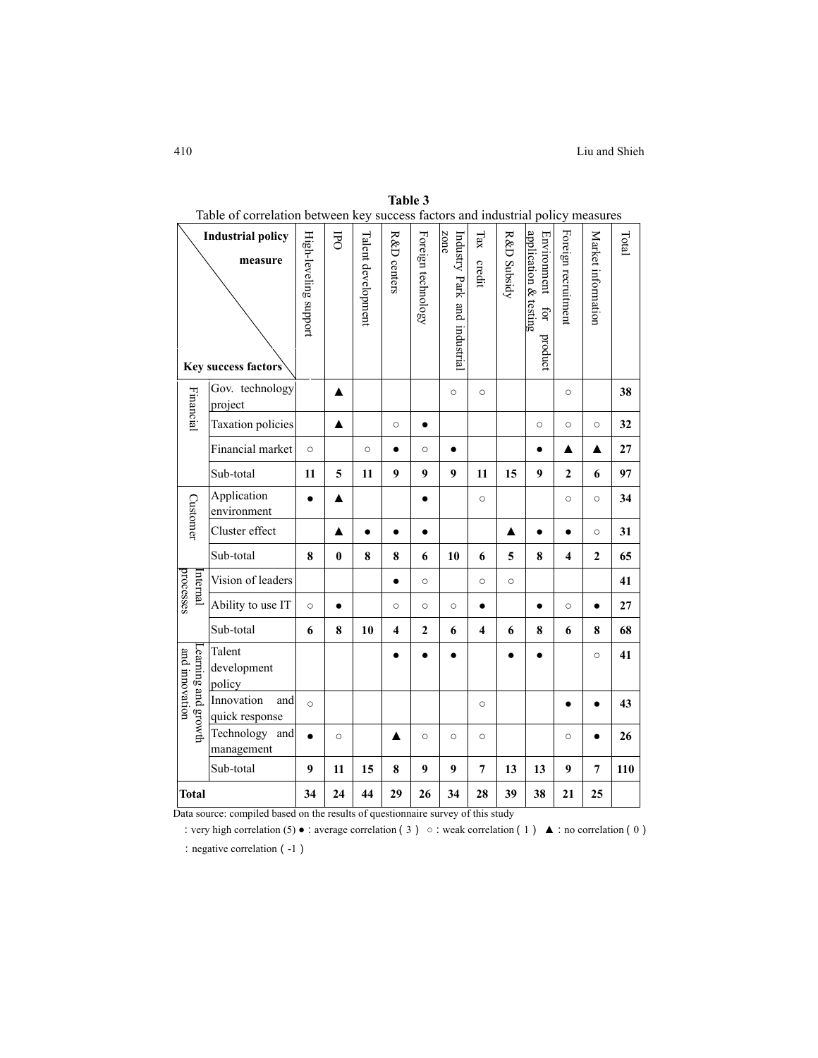**Table 3**

Table of correlation between key success factors and industrial policy measures

| Key success factors \ Industrial policy measure | | High-leveling support | IPO | Talent development | R&D centers | Foreign technology | Industry Park and industrial zone | Tax credit | R&D Subsidy | Environment for product application & testing | Foreign recruitment | Market information | Total |
|---|---|---|---|---|---|---|---|---|---|---|---|---|---|
| Financial | Gov. technology project | | ▲ | | | | ○ | ○ | | | ○ | | **38** |
| | Taxation policies | | ▲ | | ○ | ● | | | | ○ | ○ | ○ | **32** |
| | Financial market | ○ | | ○ | ● | ○ | ● | | | ● | ▲ | ▲ | **27** |
| | Sub-total | **11** | **5** | **11** | **9** | **9** | **9** | **11** | **15** | **9** | **2** | **6** | **97** |
| Customer | Application environment | ● | ▲ | | | ● | | ○ | | | ○ | ○ | **34** |
| | Cluster effect | | ▲ | ● | ● | ● | | | ▲ | ● | ● | ○ | **31** |
| | Sub-total | **8** | **0** | **8** | **8** | **6** | **10** | **6** | **5** | **8** | **4** | **2** | **65** |
| Internal processes | Vision of leaders | | | | ● | ○ | | ○ | ○ | | | | **41** |
| | Ability to use IT | ○ | ● | | ○ | ○ | ○ | ● | | ● | ○ | ● | **27** |
| | Sub-total | **6** | **8** | **10** | **4** | **2** | **6** | **4** | **6** | **8** | **6** | **8** | **68** |
| Learning and growth and innovation | Talent development policy | | | | ● | ● | ● | | ● | ● | | ○ | **41** |
| | Innovation and quick response | ○ | | | | | | ○ | | | ● | ● | **43** |
| | Technology and management | ● | ○ | | ▲ | ○ | ○ | ○ | | | ○ | ● | **26** |
| | Sub-total | **9** | **11** | **15** | **8** | **9** | **9** | **7** | **13** | **13** | **9** | **7** | **110** |
| **Total** | | **34** | **24** | **44** | **29** | **26** | **34** | **28** | **39** | **38** | **21** | **25** | |

Data source: compiled based on the results of questionnaire survey of this study

: very high correlation (5) ● : average correlation ( 3 ) ○ : weak correlation ( 1 ) ▲ : no correlation ( 0 )

: negative correlation ( -1 )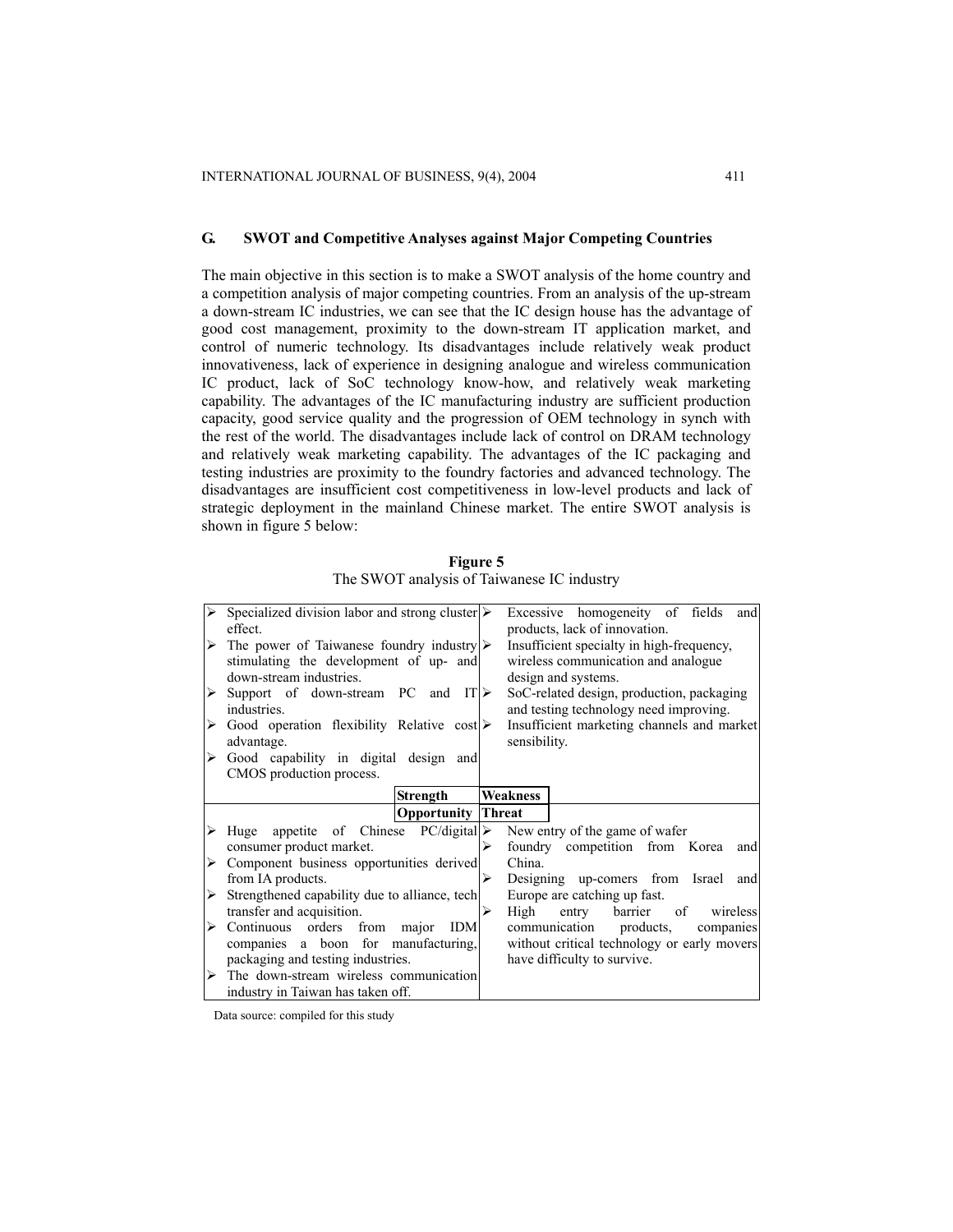### G. SWOT and Competitive Analyses against Major Competing Countries

The main objective in this section is to make a SWOT analysis of the home country and a competition analysis of major competing countries. From an analysis of the up-stream a down-stream IC industries, we can see that the IC design house has the advantage of good cost management, proximity to the down-stream IT application market, and control of numeric technology. Its disadvantages include relatively weak product innovativeness, lack of experience in designing analogue and wireless communication IC product, lack of SoC technology know-how, and relatively weak marketing capability. The advantages of the IC manufacturing industry are sufficient production capacity, good service quality and the progression of OEM technology in synch with the rest of the world. The disadvantages include lack of control on DRAM technology and relatively weak marketing capability. The advantages of the IC packaging and testing industries are proximity to the foundry factories and advanced technology. The disadvantages are insufficient cost competitiveness in low-level products and lack of strategic deployment in the mainland Chinese market. The entire SWOT analysis is shown in figure 5 below:

**Figure 5**
The SWOT analysis of Taiwanese IC industry

| Strength | Weakness |
|---|---|
| ➢ Specialized division labor and strong cluster effect.<br>➢ The power of Taiwanese foundry industry stimulating the development of up- and down-stream industries.<br>➢ Support of down-stream PC and IT industries.<br>➢ Good operation flexibility Relative cost advantage.<br>➢ Good capability in digital design and CMOS production process. | ➢ Excessive homogeneity of fields and products, lack of innovation.<br>➢ Insufficient specialty in high-frequency, wireless communication and analogue design and systems.<br>➢ SoC-related design, production, packaging and testing technology need improving.<br>➢ Insufficient marketing channels and market sensibility. |
| **Opportunity** | **Threat** |
| ➢ Huge appetite of Chinese PC/digital consumer product market.<br>➢ Component business opportunities derived from IA products.<br>➢ Strengthened capability due to alliance, tech transfer and acquisition.<br>➢ Continuous orders from major IDM companies a boon for manufacturing, packaging and testing industries.<br>➢ The down-stream wireless communication industry in Taiwan has taken off. | ➢ New entry of the game of wafer<br>➢ foundry competition from Korea and China.<br>➢ Designing up-comers from Israel and Europe are catching up fast.<br>➢ High entry barrier of wireless communication products, companies without critical technology or early movers have difficulty to survive. |

Data source: compiled for this study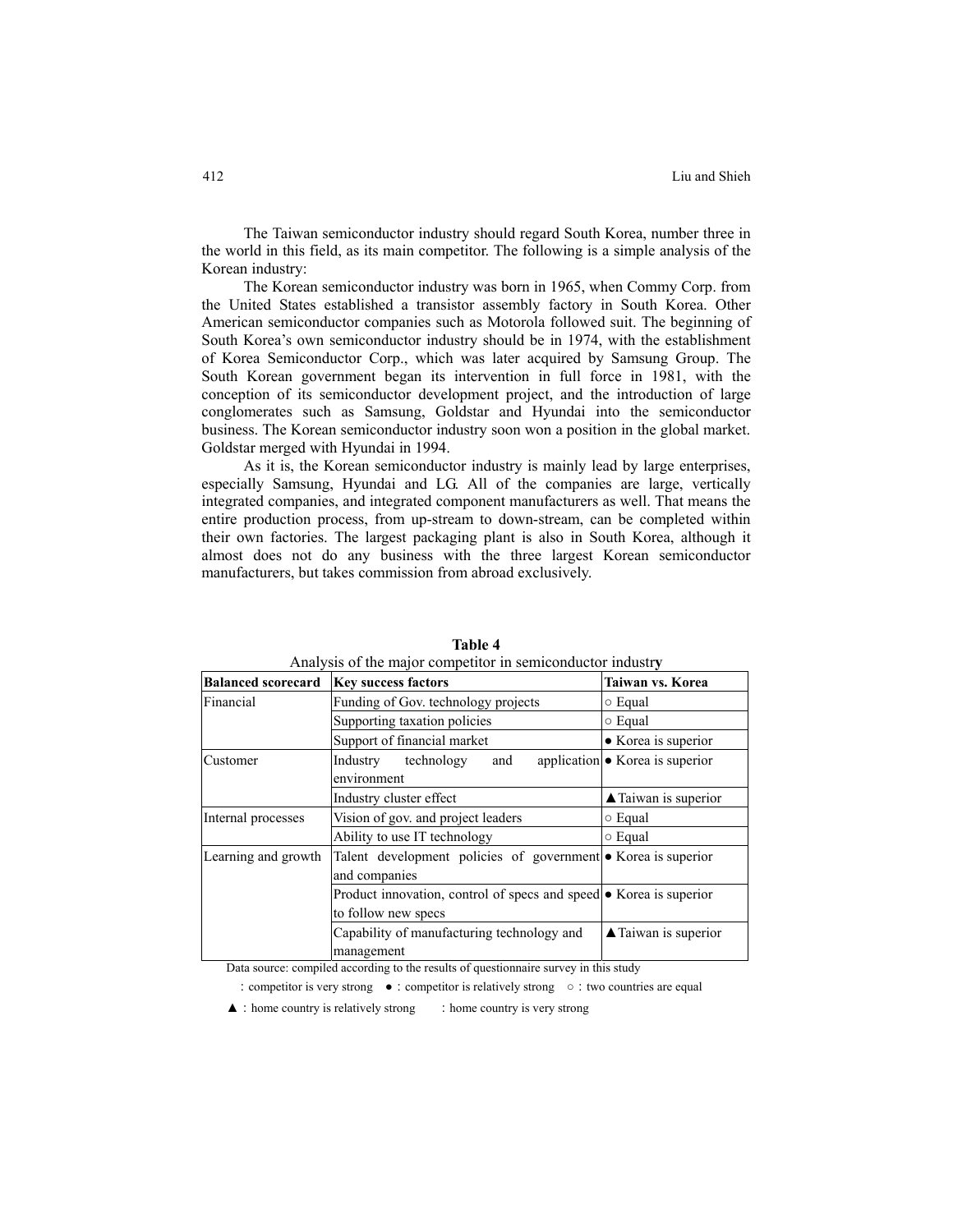The Taiwan semiconductor industry should regard South Korea, number three in the world in this field, as its main competitor. The following is a simple analysis of the Korean industry:

The Korean semiconductor industry was born in 1965, when Commy Corp. from the United States established a transistor assembly factory in South Korea. Other American semiconductor companies such as Motorola followed suit. The beginning of South Korea's own semiconductor industry should be in 1974, with the establishment of Korea Semiconductor Corp., which was later acquired by Samsung Group. The South Korean government began its intervention in full force in 1981, with the conception of its semiconductor development project, and the introduction of large conglomerates such as Samsung, Goldstar and Hyundai into the semiconductor business. The Korean semiconductor industry soon won a position in the global market. Goldstar merged with Hyundai in 1994.

As it is, the Korean semiconductor industry is mainly lead by large enterprises, especially Samsung, Hyundai and LG. All of the companies are large, vertically integrated companies, and integrated component manufacturers as well. That means the entire production process, from up-stream to down-stream, can be completed within their own factories. The largest packaging plant is also in South Korea, although it almost does not do any business with the three largest Korean semiconductor manufacturers, but takes commission from abroad exclusively.

**Table 4**

Analysis of the major competitor in semiconductor industry

| Balanced scorecard | Key success factors | Taiwan vs. Korea |
|---|---|---|
| Financial | Funding of Gov. technology projects | ○ Equal |
| | Supporting taxation policies | ○ Equal |
| | Support of financial market | ● Korea is superior |
| Customer | Industry technology and application environment | ● Korea is superior |
| | Industry cluster effect | ▲Taiwan is superior |
| Internal processes | Vision of gov. and project leaders | ○ Equal |
| | Ability to use IT technology | ○ Equal |
| Learning and growth | Talent development policies of government and companies | ● Korea is superior |
| | Product innovation, control of specs and speed to follow new specs | ● Korea is superior |
| | Capability of manufacturing technology and management | ▲Taiwan is superior |

Data source: compiled according to the results of questionnaire survey in this study

: competitor is very strong ● : competitor is relatively strong ○ : two countries are equal

▲ : home country is relatively strong : home country is very strong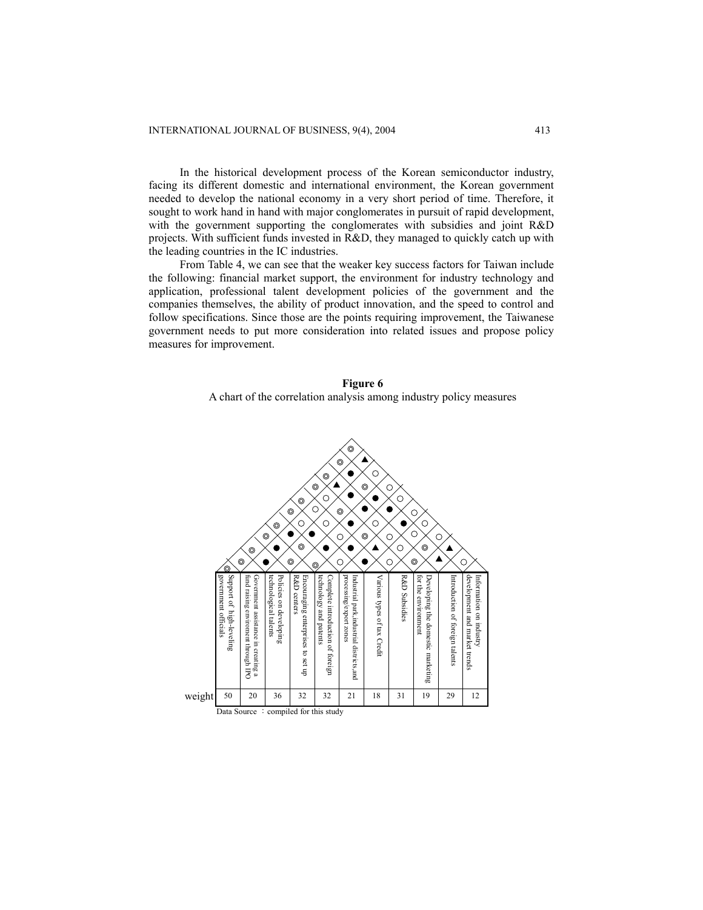In the historical development process of the Korean semiconductor industry, facing its different domestic and international environment, the Korean government needed to develop the national economy in a very short period of time. Therefore, it sought to work hand in hand with major conglomerates in pursuit of rapid development, with the government supporting the conglomerates with subsidies and joint R&D projects. With sufficient funds invested in R&D, they managed to quickly catch up with the leading countries in the IC industries.

From Table 4, we can see that the weaker key success factors for Taiwan include the following: financial market support, the environment for industry technology and application, professional talent development policies of the government and the companies themselves, the ability of product innovation, and the speed to control and follow specifications. Since those are the points requiring improvement, the Taiwanese government needs to put more consideration into related issues and propose policy measures for improvement.

**Figure 6**

A chart of the correlation analysis among industry policy measures

| | Support of high-leveling government officials | Government assistance in creating a fund raising enviroment through IPO | Policies on developing technological talents | Encouraging enterprises to set up R&D centers | Complete introduction of foreign technology and patents | Industrial park,industrial districts,and processing/export zones | Various types of tax Credit | R&D Subsidies | Developing the domestic marketing for the environment | Introduction of foreign talents | Information on industry development and market trends |
|---|---|---|---|---|---|---|---|---|---|---|---|
| weight | 50 | 20 | 36 | 32 | 32 | 21 | 18 | 31 | 19 | 29 | 12 |

Data Source ：compiled for this study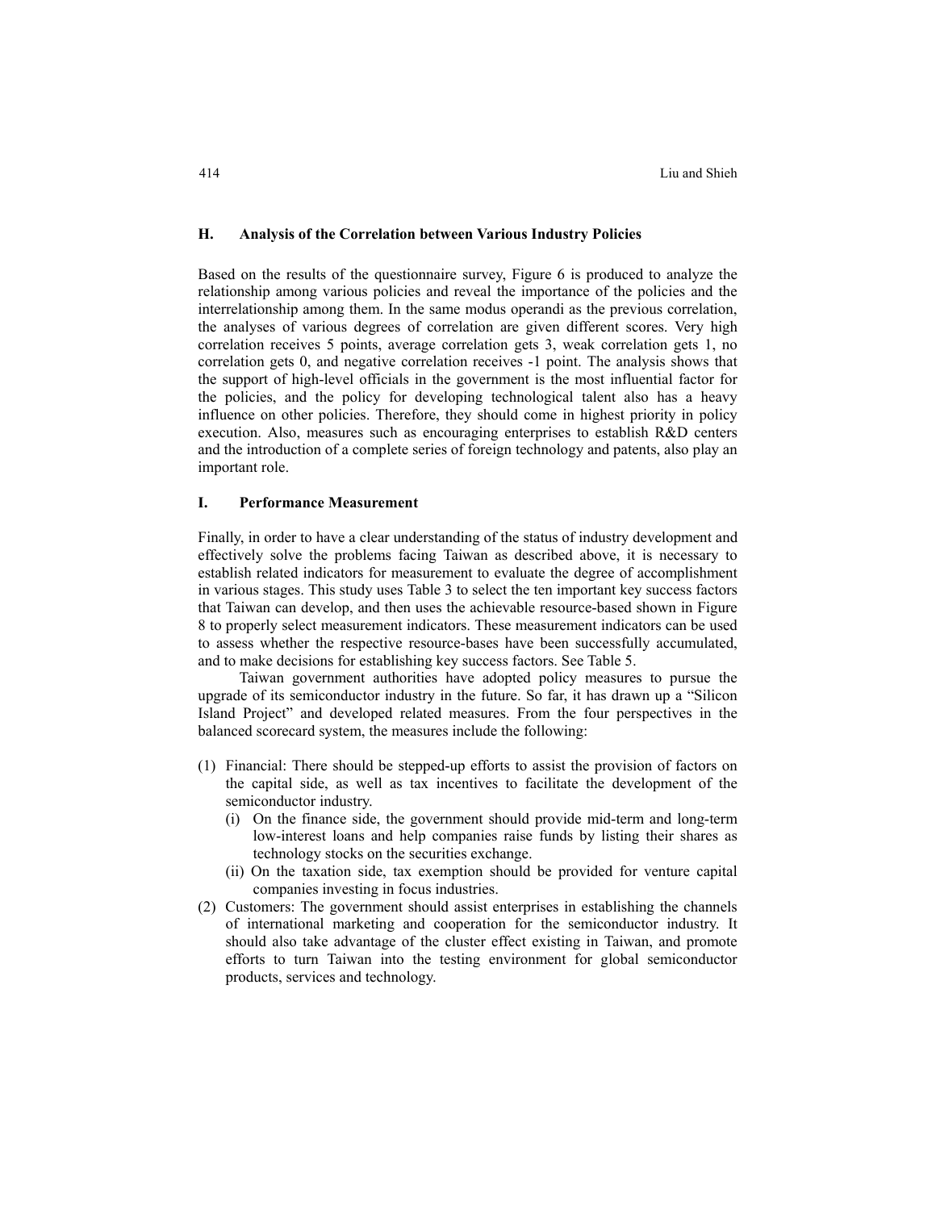## H. Analysis of the Correlation between Various Industry Policies

Based on the results of the questionnaire survey, Figure 6 is produced to analyze the relationship among various policies and reveal the importance of the policies and the interrelationship among them. In the same modus operandi as the previous correlation, the analyses of various degrees of correlation are given different scores. Very high correlation receives 5 points, average correlation gets 3, weak correlation gets 1, no correlation gets 0, and negative correlation receives -1 point. The analysis shows that the support of high-level officials in the government is the most influential factor for the policies, and the policy for developing technological talent also has a heavy influence on other policies. Therefore, they should come in highest priority in policy execution. Also, measures such as encouraging enterprises to establish R&D centers and the introduction of a complete series of foreign technology and patents, also play an important role.

## I. Performance Measurement

Finally, in order to have a clear understanding of the status of industry development and effectively solve the problems facing Taiwan as described above, it is necessary to establish related indicators for measurement to evaluate the degree of accomplishment in various stages. This study uses Table 3 to select the ten important key success factors that Taiwan can develop, and then uses the achievable resource-based shown in Figure 8 to properly select measurement indicators. These measurement indicators can be used to assess whether the respective resource-bases have been successfully accumulated, and to make decisions for establishing key success factors. See Table 5.

Taiwan government authorities have adopted policy measures to pursue the upgrade of its semiconductor industry in the future. So far, it has drawn up a "Silicon Island Project" and developed related measures. From the four perspectives in the balanced scorecard system, the measures include the following:

(1) Financial: There should be stepped-up efforts to assist the provision of factors on the capital side, as well as tax incentives to facilitate the development of the semiconductor industry.
   (i) On the finance side, the government should provide mid-term and long-term low-interest loans and help companies raise funds by listing their shares as technology stocks on the securities exchange.
   (ii) On the taxation side, tax exemption should be provided for venture capital companies investing in focus industries.

(2) Customers: The government should assist enterprises in establishing the channels of international marketing and cooperation for the semiconductor industry. It should also take advantage of the cluster effect existing in Taiwan, and promote efforts to turn Taiwan into the testing environment for global semiconductor products, services and technology.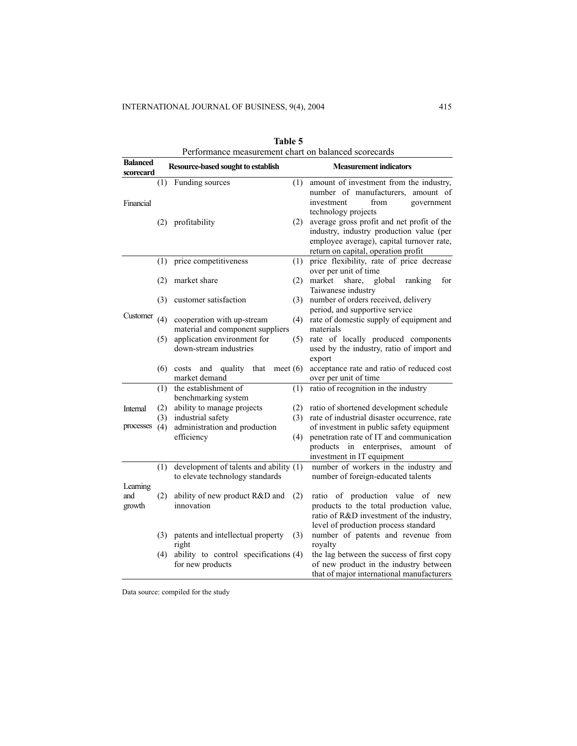**Table 5**
Performance measurement chart on balanced scorecards

| Balanced scorecard | Resource-based sought to establish | Measurement indicators |
|---|---|---|
| Financial | (1) Funding sources | (1) amount of investment from the industry, number of manufacturers, amount of investment from government technology projects |
| | (2) profitability | (2) average gross profit and net profit of the industry, industry production value (per employee average), capital turnover rate, return on capital, operation profit |
| Customer | (1) price competitiveness | (1) price flexibility, rate of price decrease over per unit of time |
| | (2) market share | (2) market share, global ranking for Taiwanese industry |
| | (3) customer satisfaction | (3) number of orders received, delivery period, and supportive service |
| | (4) cooperation with up-stream material and component suppliers | (4) rate of domestic supply of equipment and materials |
| | (5) application environment for down-stream industries | (5) rate of locally produced components used by the industry, ratio of import and export |
| | (6) costs and quality that meet market demand | (6) acceptance rate and ratio of reduced cost over per unit of time |
| Internal processes | (1) the establishment of benchmarking system | (1) ratio of recognition in the industry |
| | (2) ability to manage projects | (2) ratio of shortened development schedule |
| | (3) industrial safety | (3) rate of industrial disaster occurrence, rate of investment in public safety equipment |
| | (4) administration and production efficiency | (4) penetration rate of IT and communication products in enterprises, amount of investment in IT equipment |
| Learning and growth | (1) development of talents and ability to elevate technology standards | (1) number of workers in the industry and number of foreign-educated talents |
| | (2) ability of new product R&D and innovation | (2) ratio of production value of new products to the total production value, ratio of R&D investment of the industry, level of production process standard |
| | (3) patents and intellectual property right | (3) number of patents and revenue from royalty |
| | (4) ability to control specifications for new products | (4) the lag between the success of first copy of new product in the industry between that of major international manufacturers |

Data source: compiled for the study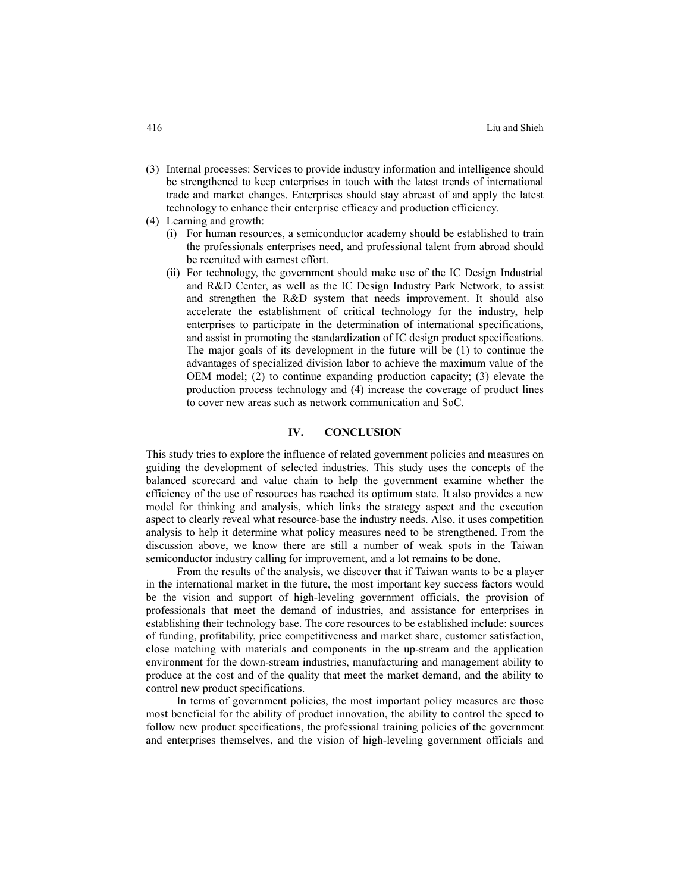(3) Internal processes: Services to provide industry information and intelligence should be strengthened to keep enterprises in touch with the latest trends of international trade and market changes. Enterprises should stay abreast of and apply the latest technology to enhance their enterprise efficacy and production efficiency.

(4) Learning and growth:

 (i) For human resources, a semiconductor academy should be established to train the professionals enterprises need, and professional talent from abroad should be recruited with earnest effort.

 (ii) For technology, the government should make use of the IC Design Industrial and R&D Center, as well as the IC Design Industry Park Network, to assist and strengthen the R&D system that needs improvement. It should also accelerate the establishment of critical technology for the industry, help enterprises to participate in the determination of international specifications, and assist in promoting the standardization of IC design product specifications. The major goals of its development in the future will be (1) to continue the advantages of specialized division labor to achieve the maximum value of the OEM model; (2) to continue expanding production capacity; (3) elevate the production process technology and (4) increase the coverage of product lines to cover new areas such as network communication and SoC.

## IV. CONCLUSION

This study tries to explore the influence of related government policies and measures on guiding the development of selected industries. This study uses the concepts of the balanced scorecard and value chain to help the government examine whether the efficiency of the use of resources has reached its optimum state. It also provides a new model for thinking and analysis, which links the strategy aspect and the execution aspect to clearly reveal what resource-base the industry needs. Also, it uses competition analysis to help it determine what policy measures need to be strengthened. From the discussion above, we know there are still a number of weak spots in the Taiwan semiconductor industry calling for improvement, and a lot remains to be done.

From the results of the analysis, we discover that if Taiwan wants to be a player in the international market in the future, the most important key success factors would be the vision and support of high-leveling government officials, the provision of professionals that meet the demand of industries, and assistance for enterprises in establishing their technology base. The core resources to be established include: sources of funding, profitability, price competitiveness and market share, customer satisfaction, close matching with materials and components in the up-stream and the application environment for the down-stream industries, manufacturing and management ability to produce at the cost and of the quality that meet the market demand, and the ability to control new product specifications.

In terms of government policies, the most important policy measures are those most beneficial for the ability of product innovation, the ability to control the speed to follow new product specifications, the professional training policies of the government and enterprises themselves, and the vision of high-leveling government officials and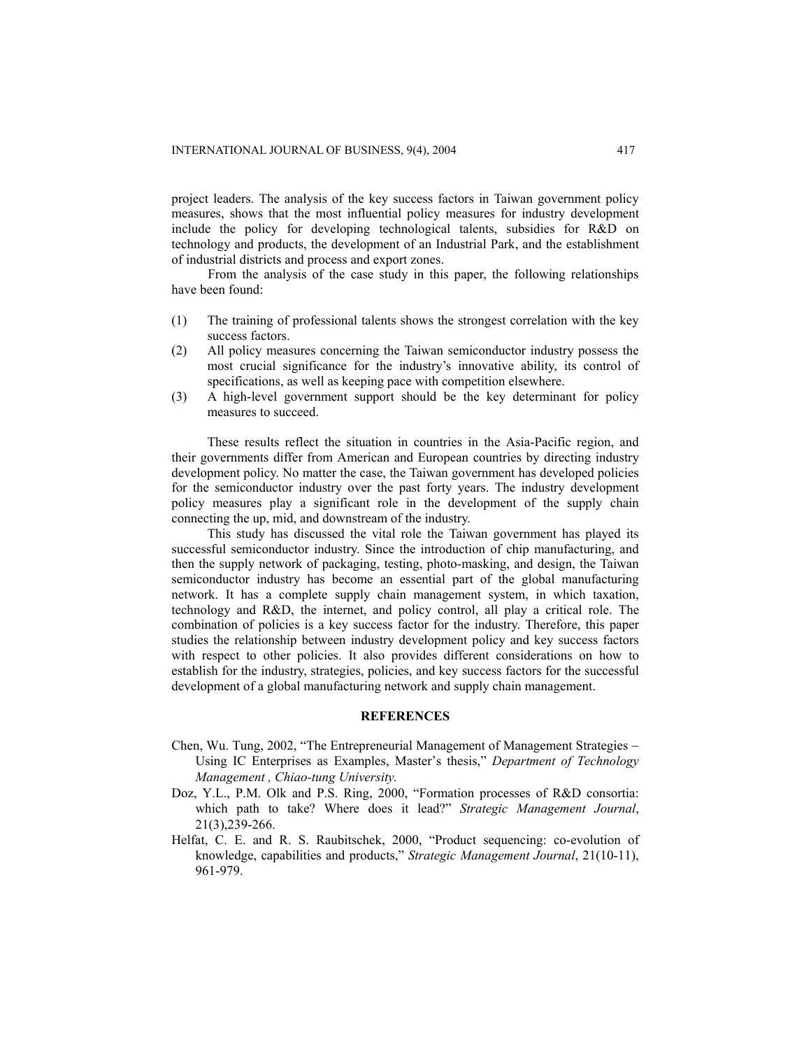project leaders. The analysis of the key success factors in Taiwan government policy measures, shows that the most influential policy measures for industry development include the policy for developing technological talents, subsidies for R&D on technology and products, the development of an Industrial Park, and the establishment of industrial districts and process and export zones.

From the analysis of the case study in this paper, the following relationships have been found:

(1) The training of professional talents shows the strongest correlation with the key success factors.
(2) All policy measures concerning the Taiwan semiconductor industry possess the most crucial significance for the industry's innovative ability, its control of specifications, as well as keeping pace with competition elsewhere.
(3) A high-level government support should be the key determinant for policy measures to succeed.

These results reflect the situation in countries in the Asia-Pacific region, and their governments differ from American and European countries by directing industry development policy. No matter the case, the Taiwan government has developed policies for the semiconductor industry over the past forty years. The industry development policy measures play a significant role in the development of the supply chain connecting the up, mid, and downstream of the industry.

This study has discussed the vital role the Taiwan government has played its successful semiconductor industry. Since the introduction of chip manufacturing, and then the supply network of packaging, testing, photo-masking, and design, the Taiwan semiconductor industry has become an essential part of the global manufacturing network. It has a complete supply chain management system, in which taxation, technology and R&D, the internet, and policy control, all play a critical role. The combination of policies is a key success factor for the industry. Therefore, this paper studies the relationship between industry development policy and key success factors with respect to other policies. It also provides different considerations on how to establish for the industry, strategies, policies, and key success factors for the successful development of a global manufacturing network and supply chain management.

## REFERENCES

Chen, Wu. Tung, 2002, "The Entrepreneurial Management of Management Strategies – Using IC Enterprises as Examples, Master's thesis," *Department of Technology Management , Chiao-tung University.*

Doz, Y.L., P.M. Olk and P.S. Ring, 2000, "Formation processes of R&D consortia: which path to take? Where does it lead?" *Strategic Management Journal*, 21(3),239-266.

Helfat, C. E. and R. S. Raubitschek, 2000, "Product sequencing: co-evolution of knowledge, capabilities and products," *Strategic Management Journal*, 21(10-11), 961-979.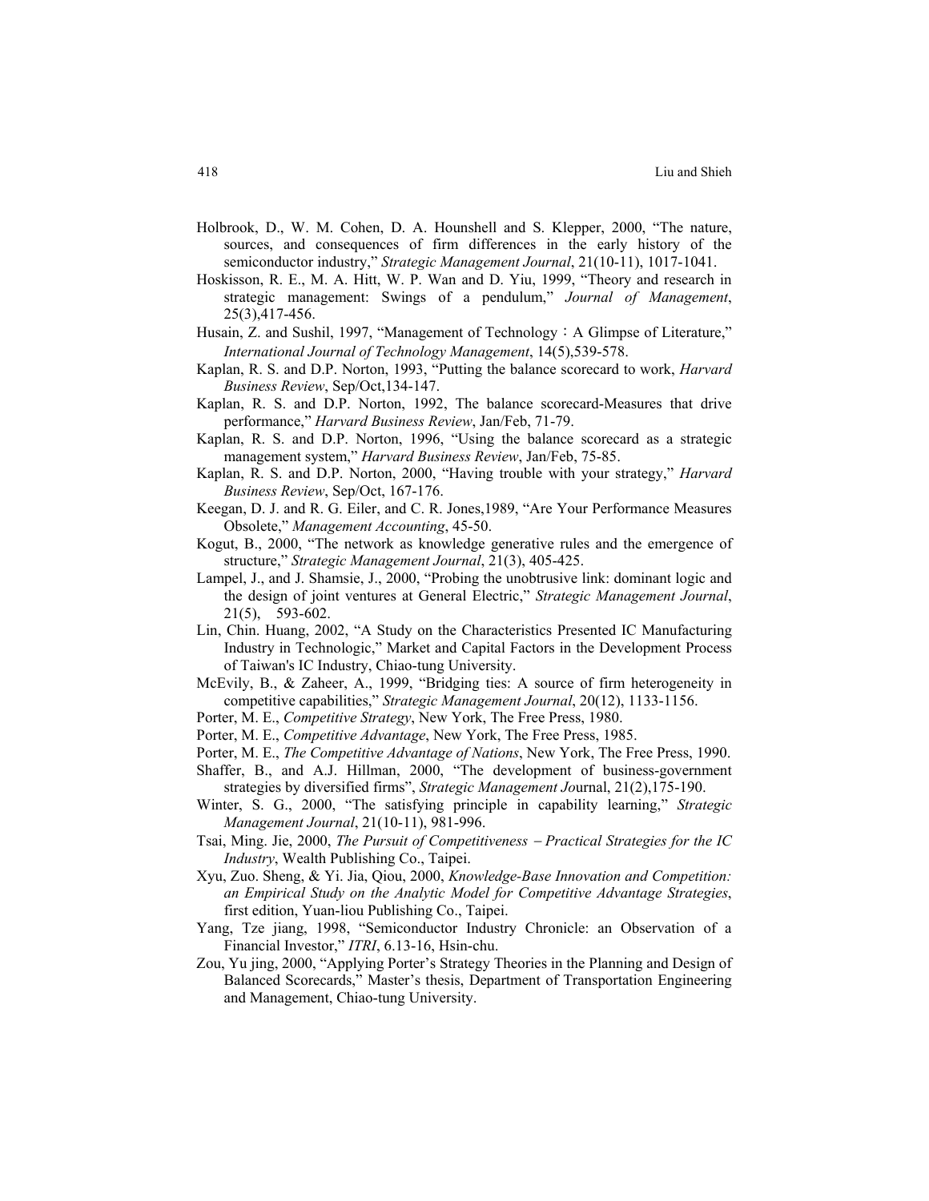Holbrook, D., W. M. Cohen, D. A. Hounshell and S. Klepper, 2000, "The nature, sources, and consequences of firm differences in the early history of the semiconductor industry," *Strategic Management Journal*, 21(10-11), 1017-1041.

Hoskisson, R. E., M. A. Hitt, W. P. Wan and D. Yiu, 1999, "Theory and research in strategic management: Swings of a pendulum," *Journal of Management*, 25(3),417-456.

Husain, Z. and Sushil, 1997, "Management of Technology：A Glimpse of Literature," *International Journal of Technology Management*, 14(5),539-578.

Kaplan, R. S. and D.P. Norton, 1993, "Putting the balance scorecard to work, *Harvard Business Review*, Sep/Oct,134-147.

Kaplan, R. S. and D.P. Norton, 1992, The balance scorecard-Measures that drive performance," *Harvard Business Review*, Jan/Feb, 71-79.

Kaplan, R. S. and D.P. Norton, 1996, "Using the balance scorecard as a strategic management system," *Harvard Business Review*, Jan/Feb, 75-85.

Kaplan, R. S. and D.P. Norton, 2000, "Having trouble with your strategy," *Harvard Business Review*, Sep/Oct, 167-176.

Keegan, D. J. and R. G. Eiler, and C. R. Jones,1989, "Are Your Performance Measures Obsolete," *Management Accounting*, 45-50.

Kogut, B., 2000, "The network as knowledge generative rules and the emergence of structure," *Strategic Management Journal*, 21(3), 405-425.

Lampel, J., and J. Shamsie, J., 2000, "Probing the unobtrusive link: dominant logic and the design of joint ventures at General Electric," *Strategic Management Journal*, 21(5), 593-602.

Lin, Chin. Huang, 2002, "A Study on the Characteristics Presented IC Manufacturing Industry in Technologic," Market and Capital Factors in the Development Process of Taiwan's IC Industry, Chiao-tung University.

McEvily, B., & Zaheer, A., 1999, "Bridging ties: A source of firm heterogeneity in competitive capabilities," *Strategic Management Journal*, 20(12), 1133-1156.

Porter, M. E., *Competitive Strategy*, New York, The Free Press, 1980.

Porter, M. E., *Competitive Advantage*, New York, The Free Press, 1985.

Porter, M. E., *The Competitive Advantage of Nations*, New York, The Free Press, 1990.

Shaffer, B., and A.J. Hillman, 2000, "The development of business-government strategies by diversified firms", *Strategic Management Jo*urnal, 21(2),175-190.

Winter, S. G., 2000, "The satisfying principle in capability learning," *Strategic Management Journal*, 21(10-11), 981-996.

Tsai, Ming. Jie, 2000, *The Pursuit of Competitiveness – Practical Strategies for the IC Industry*, Wealth Publishing Co., Taipei.

Xyu, Zuo. Sheng, & Yi. Jia, Qiou, 2000, *Knowledge-Base Innovation and Competition: an Empirical Study on the Analytic Model for Competitive Advantage Strategies*, first edition, Yuan-liou Publishing Co., Taipei.

Yang, Tze jiang, 1998, "Semiconductor Industry Chronicle: an Observation of a Financial Investor," *ITRI*, 6.13-16, Hsin-chu.

Zou, Yu jing, 2000, "Applying Porter's Strategy Theories in the Planning and Design of Balanced Scorecards," Master's thesis, Department of Transportation Engineering and Management, Chiao-tung University.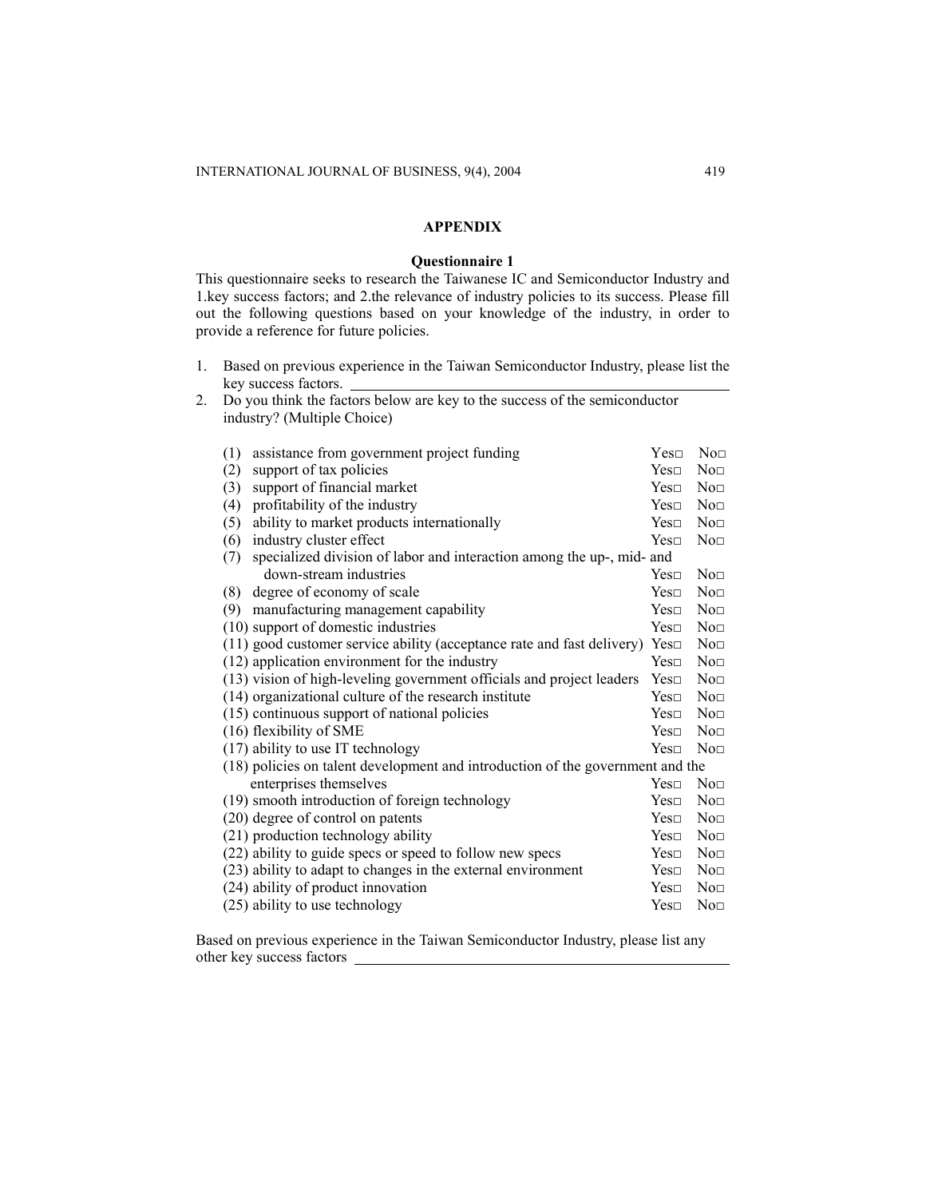## APPENDIX

### Questionnaire 1

This questionnaire seeks to research the Taiwanese IC and Semiconductor Industry and 1.key success factors; and 2.the relevance of industry policies to its success. Please fill out the following questions based on your knowledge of the industry, in order to provide a reference for future policies.

1. Based on previous experience in the Taiwan Semiconductor Industry, please list the key success factors. ____________________
2. Do you think the factors below are key to the success of the semiconductor industry? (Multiple Choice)

| | | |
|---|---|---|
| (1) assistance from government project funding | Yes□ | No□ |
| (2) support of tax policies | Yes□ | No□ |
| (3) support of financial market | Yes□ | No□ |
| (4) profitability of the industry | Yes□ | No□ |
| (5) ability to market products internationally | Yes□ | No□ |
| (6) industry cluster effect | Yes□ | No□ |
| (7) specialized division of labor and interaction among the up-, mid- and down-stream industries | Yes□ | No□ |
| (8) degree of economy of scale | Yes□ | No□ |
| (9) manufacturing management capability | Yes□ | No□ |
| (10) support of domestic industries | Yes□ | No□ |
| (11) good customer service ability (acceptance rate and fast delivery) | Yes□ | No□ |
| (12) application environment for the industry | Yes□ | No□ |
| (13) vision of high-leveling government officials and project leaders | Yes□ | No□ |
| (14) organizational culture of the research institute | Yes□ | No□ |
| (15) continuous support of national policies | Yes□ | No□ |
| (16) flexibility of SME | Yes□ | No□ |
| (17) ability to use IT technology | Yes□ | No□ |
| (18) policies on talent development and introduction of the government and the enterprises themselves | Yes□ | No□ |
| (19) smooth introduction of foreign technology | Yes□ | No□ |
| (20) degree of control on patents | Yes□ | No□ |
| (21) production technology ability | Yes□ | No□ |
| (22) ability to guide specs or speed to follow new specs | Yes□ | No□ |
| (23) ability to adapt to changes in the external environment | Yes□ | No□ |
| (24) ability of product innovation | Yes□ | No□ |
| (25) ability to use technology | Yes□ | No□ |

Based on previous experience in the Taiwan Semiconductor Industry, please list any other key success factors ____________________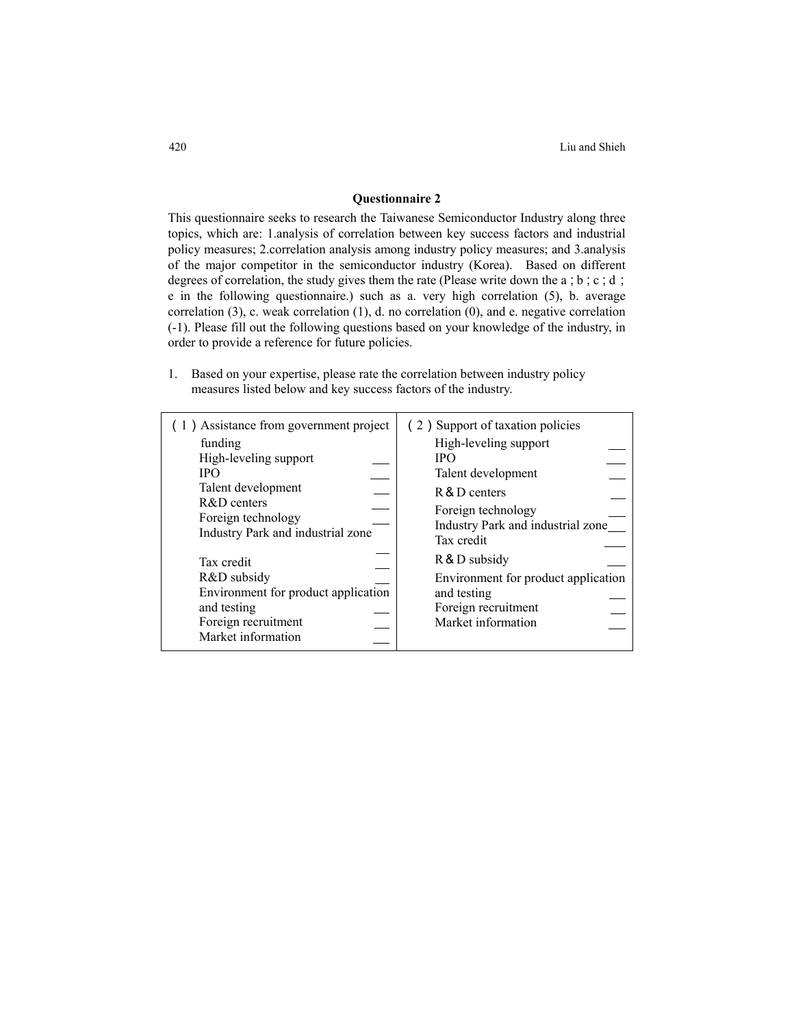**Questionnaire 2**

This questionnaire seeks to research the Taiwanese Semiconductor Industry along three topics, which are: 1.analysis of correlation between key success factors and industrial policy measures; 2.correlation analysis among industry policy measures; and 3.analysis of the major competitor in the semiconductor industry (Korea). Based on different degrees of correlation, the study gives them the rate (Please write down the a ; b ; c ; d ; e in the following questionnaire.) such as a. very high correlation (5), b. average correlation (3), c. weak correlation (1), d. no correlation (0), and e. negative correlation (-1). Please fill out the following questions based on your knowledge of the industry, in order to provide a reference for future policies.

1. Based on your expertise, please rate the correlation between industry policy measures listed below and key success factors of the industry.

| (1) Assistance from government project funding | | (2) Support of taxation policies | |
|---|---|---|---|
| High-leveling support | ___ | High-leveling support | ___ |
| IPO | ___ | IPO | ___ |
| Talent development | ___ | Talent development | ___ |
| R&D centers | ___ | R&D centers | ___ |
| Foreign technology | ___ | Foreign technology | ___ |
| Industry Park and industrial zone | ___ | Industry Park and industrial zone | ___ |
| Tax credit | ___ | Tax credit | ___ |
| R&D subsidy | ___ | R&D subsidy | ___ |
| Environment for product application and testing | ___ | Environment for product application and testing | ___ |
| Foreign recruitment | ___ | Foreign recruitment | ___ |
| Market information | ___ | Market information | ___ |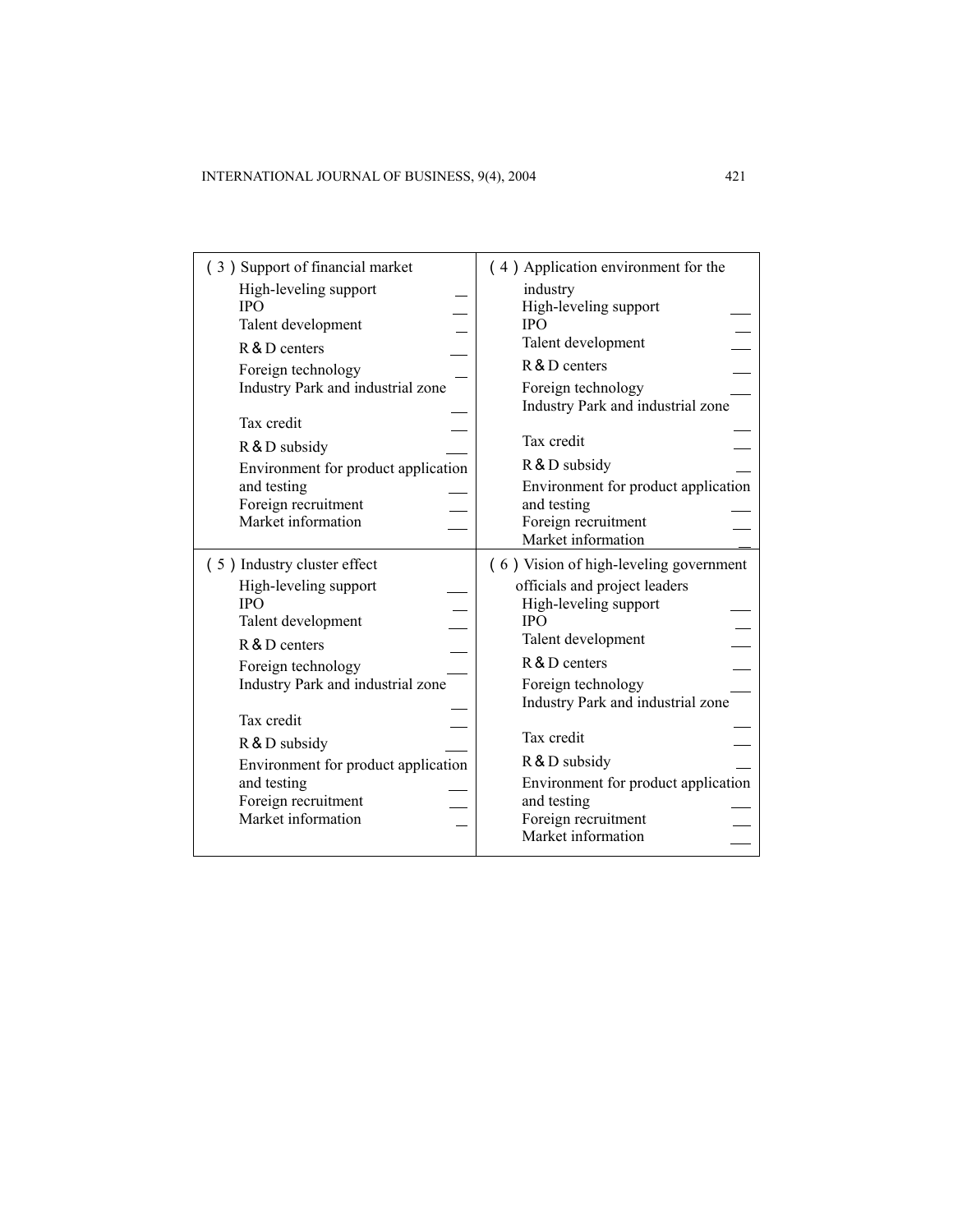| (3) Support of financial market | (4) Application environment for the industry |
|---|---|
| High-leveling support __ | High-leveling support __ |
| IPO __ | IPO __ |
| Talent development __ | Talent development __ |
| R&D centers __ | R&D centers __ |
| Foreign technology __ | Foreign technology __ |
| Industry Park and industrial zone __ | Industry Park and industrial zone __ |
| Tax credit __ | Tax credit __ |
| R&D subsidy __ | R&D subsidy __ |
| Environment for product application and testing __ | Environment for product application and testing __ |
| Foreign recruitment __ | Foreign recruitment __ |
| Market information __ | Market information __ |

| (5) Industry cluster effect | (6) Vision of high-leveling government officials and project leaders |
|---|---|
| High-leveling support __ | High-leveling support __ |
| IPO __ | IPO __ |
| Talent development __ | Talent development __ |
| R&D centers __ | R&D centers __ |
| Foreign technology __ | Foreign technology __ |
| Industry Park and industrial zone __ | Industry Park and industrial zone __ |
| Tax credit __ | Tax credit __ |
| R&D subsidy __ | R&D subsidy __ |
| Environment for product application and testing __ | Environment for product application and testing __ |
| Foreign recruitment __ | Foreign recruitment __ |
| Market information __ | Market information __ |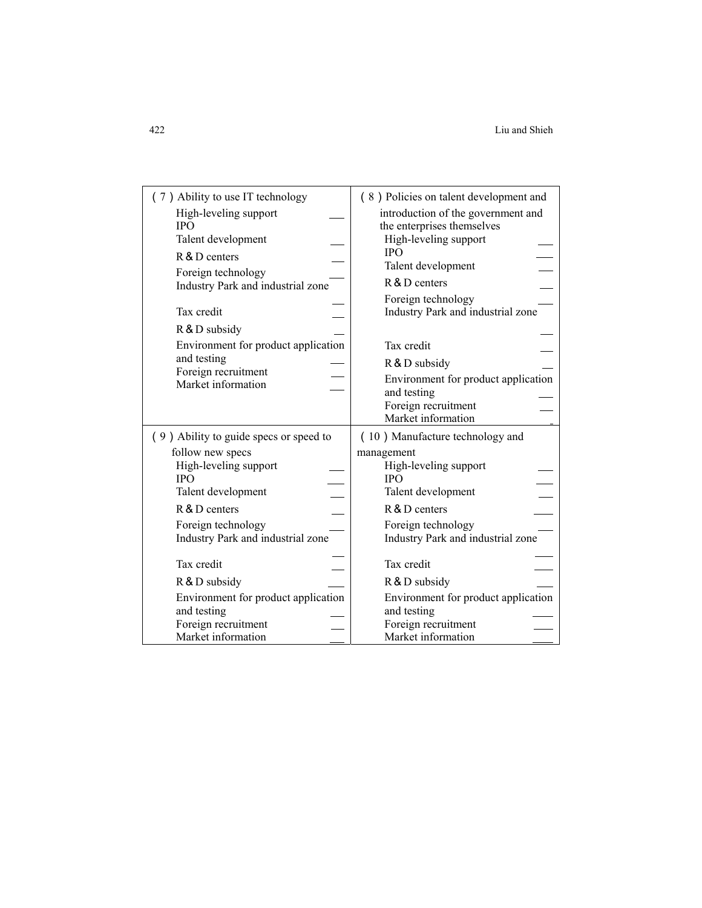| (7) Ability to use IT technology | (8) Policies on talent development and introduction of the government and the enterprises themselves |
| --- | --- |
| High-leveling support ___ | High-leveling support ___ |
| IPO | IPO ___ |
| Talent development ___ | Talent development ___ |
| R＆D centers ___ | R＆D centers ___ |
| Foreign technology ___ | Foreign technology ___ |
| Industry Park and industrial zone ___ | Industry Park and industrial zone ___ |
| Tax credit ___ | Tax credit ___ |
| R＆D subsidy ___ | R＆D subsidy ___ |
| Environment for product application and testing ___ | Environment for product application and testing |
| Foreign recruitment ___ | Foreign recruitment ___ |
| Market information ___ | Market information ___ |

| (9) Ability to guide specs or speed to follow new specs | (10) Manufacture technology and management |
| --- | --- |
| High-leveling support ___ | High-leveling support ___ |
| IPO ___ | IPO ___ |
| Talent development ___ | Talent development ___ |
| R＆D centers ___ | R＆D centers ___ |
| Foreign technology ___ | Foreign technology ___ |
| Industry Park and industrial zone ___ | Industry Park and industrial zone ___ |
| Tax credit ___ | Tax credit ___ |
| R＆D subsidy ___ | R＆D subsidy ___ |
| Environment for product application and testing ___ | Environment for product application and testing ___ |
| Foreign recruitment ___ | Foreign recruitment ___ |
| Market information ___ | Market information ___ |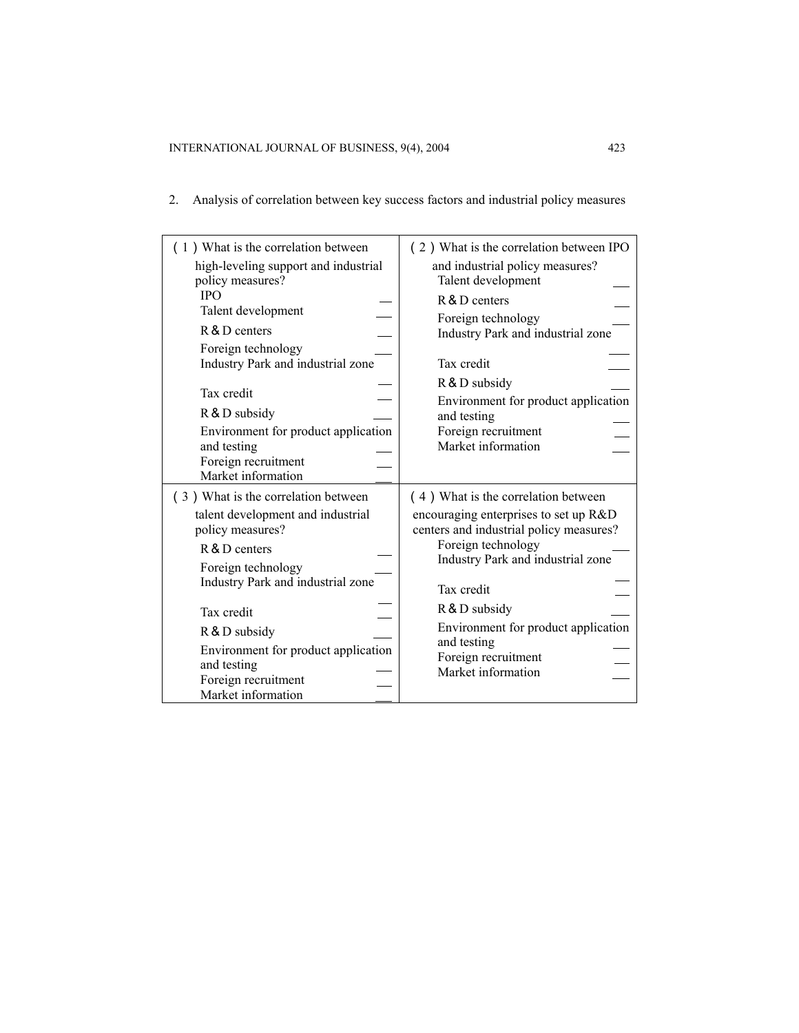2. Analysis of correlation between key success factors and industrial policy measures

| (1) What is the correlation between high-leveling support and industrial policy measures? | (2) What is the correlation between IPO and industrial policy measures? |
|---|---|
| IPO ___<br>Talent development ___<br>R＆D centers ___<br>Foreign technology ___<br>Industry Park and industrial zone ___<br>Tax credit ___<br>R＆D subsidy ___<br>Environment for product application and testing ___<br>Foreign recruitment ___<br>Market information ___ | Talent development ___<br>R＆D centers ___<br>Foreign technology ___<br>Industry Park and industrial zone ___<br>Tax credit ___<br>R＆D subsidy ___<br>Environment for product application and testing ___<br>Foreign recruitment ___<br>Market information ___ |
| **(3) What is the correlation between talent development and industrial policy measures?** | **(4) What is the correlation between encouraging enterprises to set up R&D centers and industrial policy measures?** |
| R＆D centers ___<br>Foreign technology ___<br>Industry Park and industrial zone ___<br>Tax credit ___<br>R＆D subsidy ___<br>Environment for product application and testing ___<br>Foreign recruitment ___<br>Market information ___ | Foreign technology ___<br>Industry Park and industrial zone ___<br>Tax credit ___<br>R＆D subsidy ___<br>Environment for product application and testing ___<br>Foreign recruitment ___<br>Market information ___ |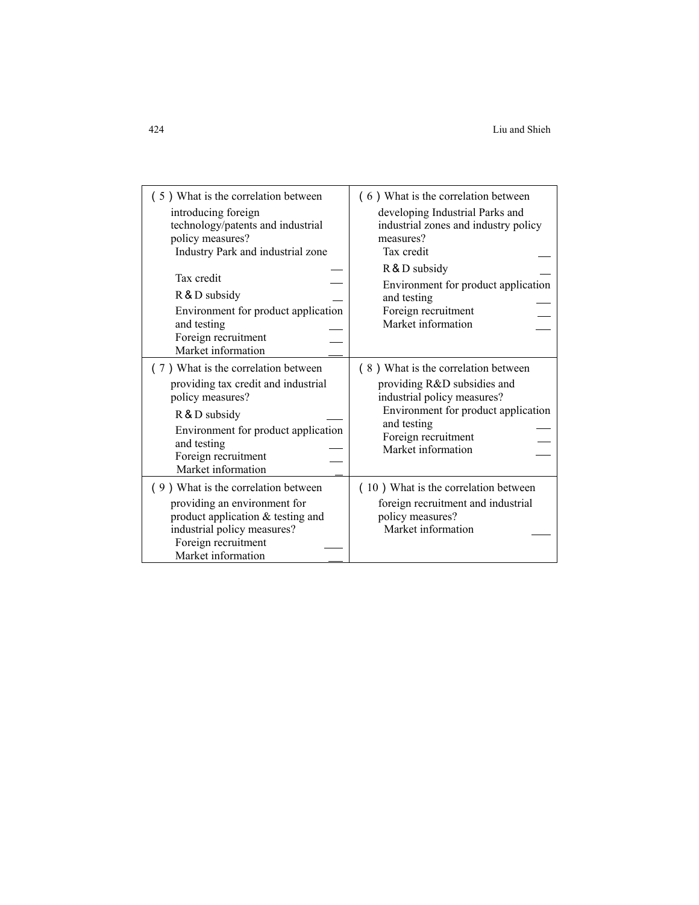| | |
|---|---|
| (5) What is the correlation between introducing foreign technology/patents and industrial policy measures?<br>Industry Park and industrial zone \_\_\_<br>Tax credit \_\_\_<br>R&D subsidy \_\_\_<br>Environment for product application and testing \_\_\_<br>Foreign recruitment \_\_\_<br>Market information \_\_\_ | (6) What is the correlation between developing Industrial Parks and industrial zones and industry policy measures?<br>Tax credit \_\_\_<br>R&D subsidy \_\_\_<br>Environment for product application and testing \_\_\_<br>Foreign recruitment \_\_\_<br>Market information \_\_\_ |
| (7) What is the correlation between providing tax credit and industrial policy measures?<br>R&D subsidy \_\_\_<br>Environment for product application and testing \_\_\_<br>Foreign recruitment \_\_\_<br>Market information \_ | (8) What is the correlation between providing R&D subsidies and industrial policy measures?<br>Environment for product application and testing \_\_\_<br>Foreign recruitment \_\_\_<br>Market information \_\_\_ |
| (9) What is the correlation between providing an environment for product application & testing and industrial policy measures?<br>Foreign recruitment \_\_\_<br>Market information \_\_\_ | (10) What is the correlation between foreign recruitment and industrial policy measures?<br>Market information \_\_\_ |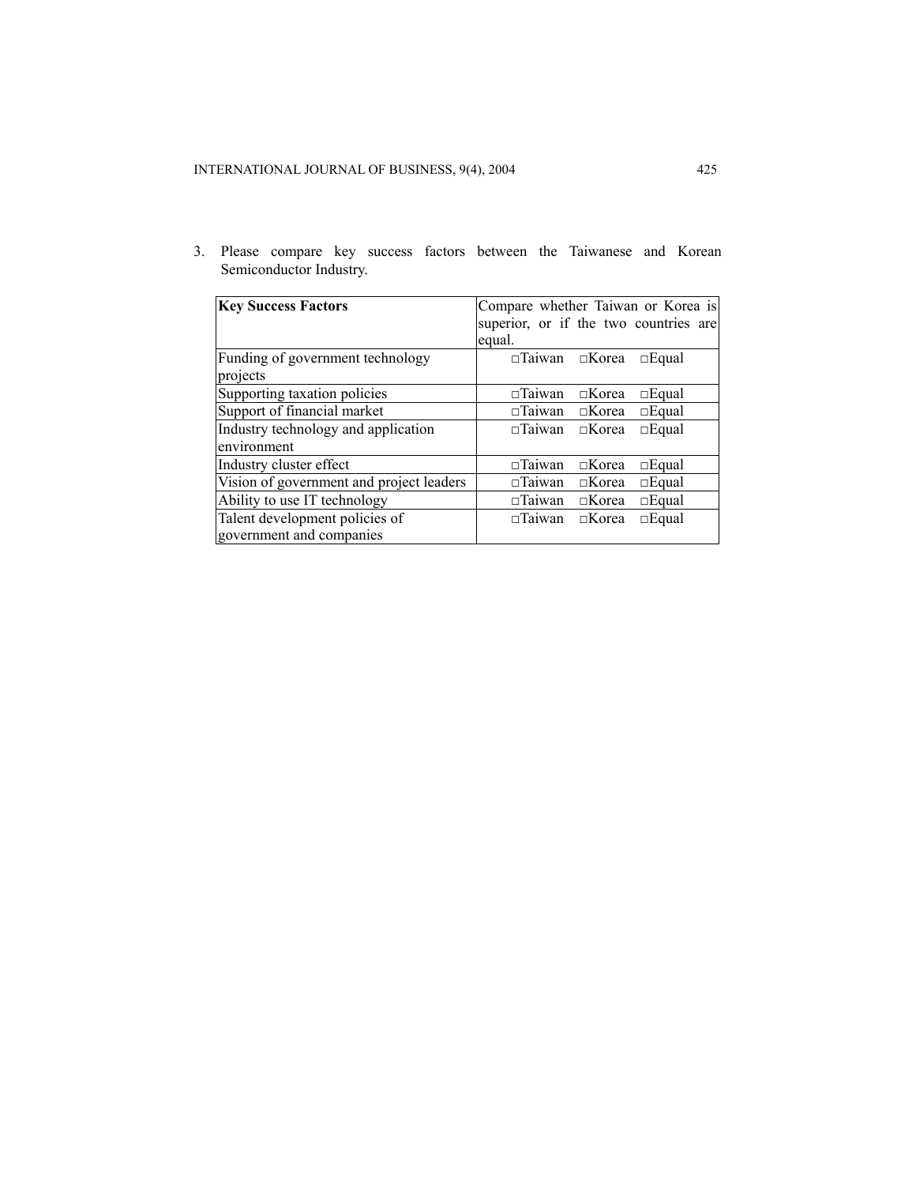3. Please compare key success factors between the Taiwanese and Korean Semiconductor Industry.

| **Key Success Factors** | Compare whether Taiwan or Korea is superior, or if the two countries are equal. |
|---|---|
| Funding of government technology projects | □Taiwan □Korea □Equal |
| Supporting taxation policies | □Taiwan □Korea □Equal |
| Support of financial market | □Taiwan □Korea □Equal |
| Industry technology and application environment | □Taiwan □Korea □Equal |
| Industry cluster effect | □Taiwan □Korea □Equal |
| Vision of government and project leaders | □Taiwan □Korea □Equal |
| Ability to use IT technology | □Taiwan □Korea □Equal |
| Talent development policies of government and companies | □Taiwan □Korea □Equal |